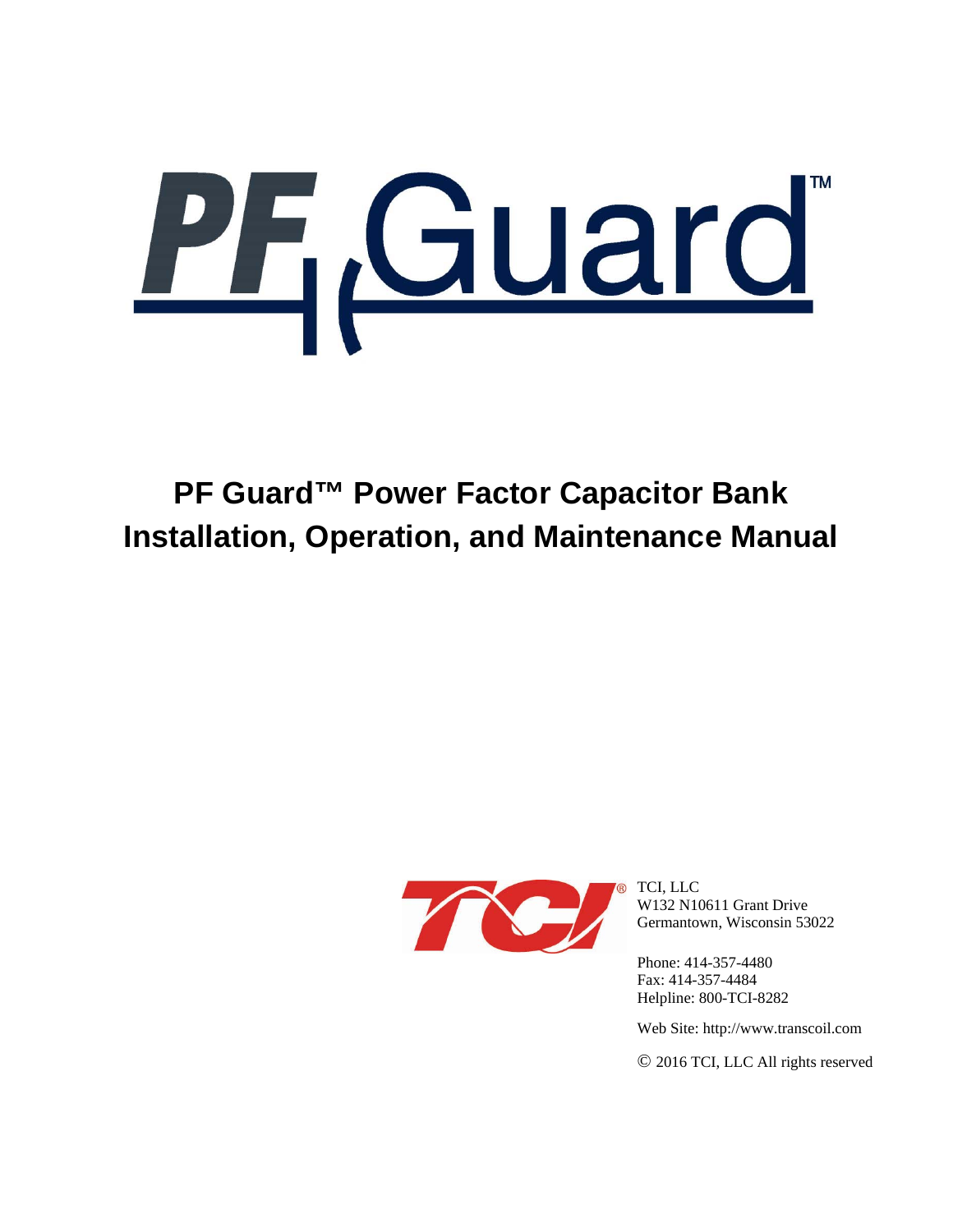# PF Guard™ Power Factor Capacitor Bank Installation, Operation, and Maintenance Manual

TCI, LLC
W132 N10611 Grant Drive
Germantown, Wisconsin 53022

Phone: 414-357-4480
Fax: 414-357-4484
Helpline: 800-TCI-8282

Web Site: http://www.transcoil.com

© 2016 TCI, LLC All rights reserved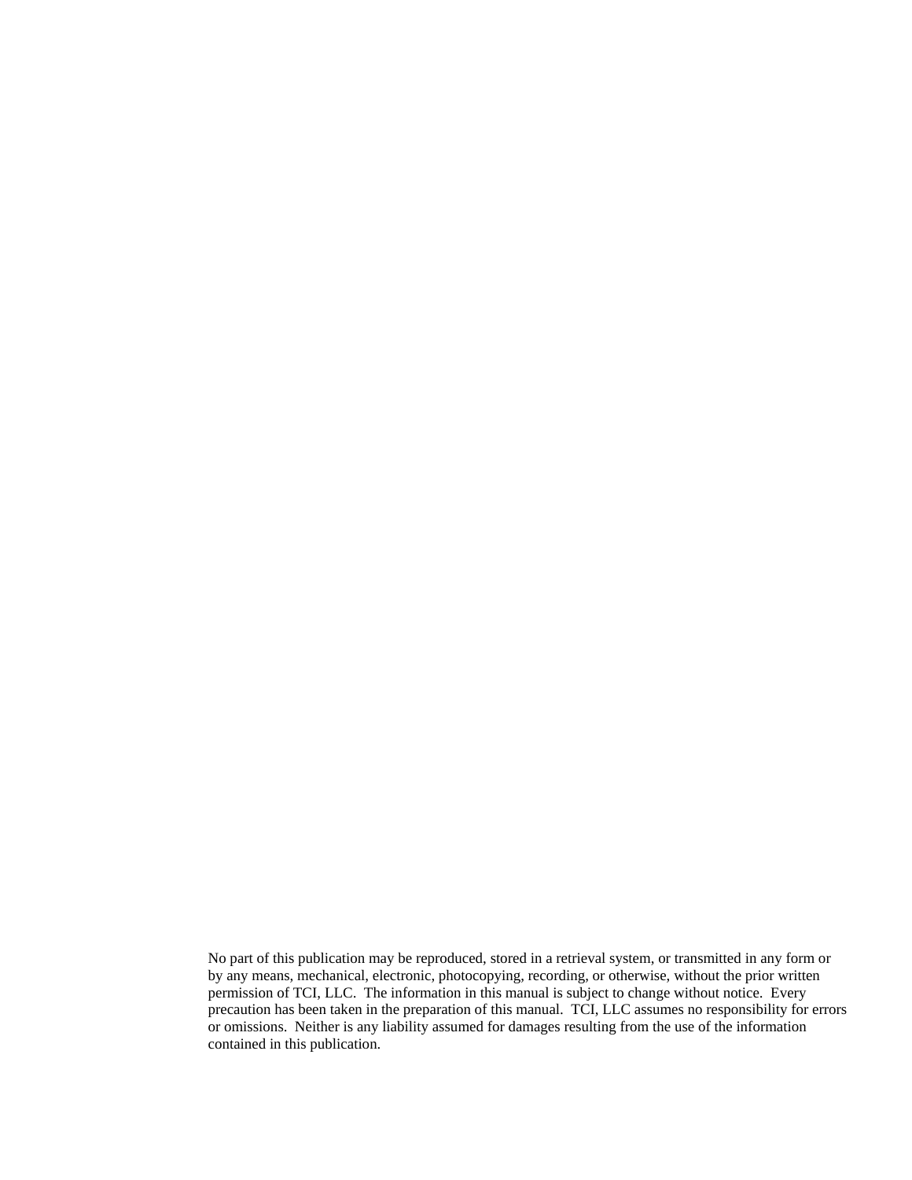No part of this publication may be reproduced, stored in a retrieval system, or transmitted in any form or by any means, mechanical, electronic, photocopying, recording, or otherwise, without the prior written permission of TCI, LLC. The information in this manual is subject to change without notice. Every precaution has been taken in the preparation of this manual. TCI, LLC assumes no responsibility for errors or omissions. Neither is any liability assumed for damages resulting from the use of the information contained in this publication.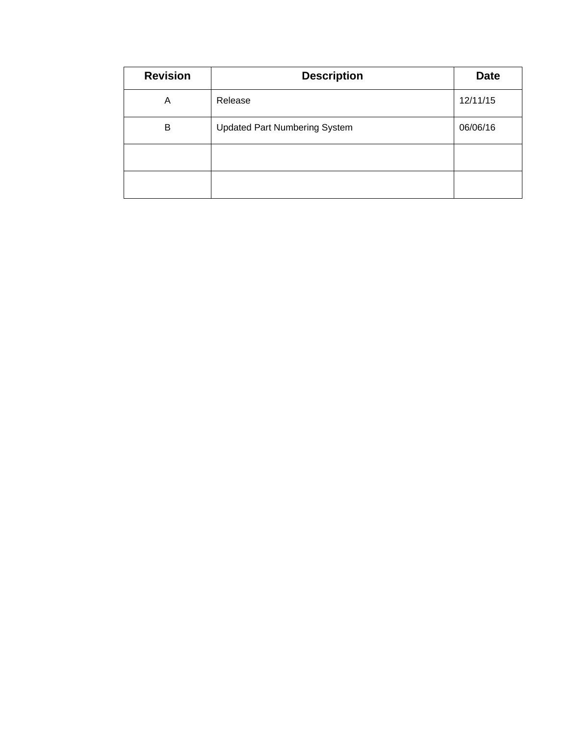| Revision | Description | Date |
| --- | --- | --- |
| A | Release | 12/11/15 |
| B | Updated Part Numbering System | 06/06/16 |
| | | |
| | | |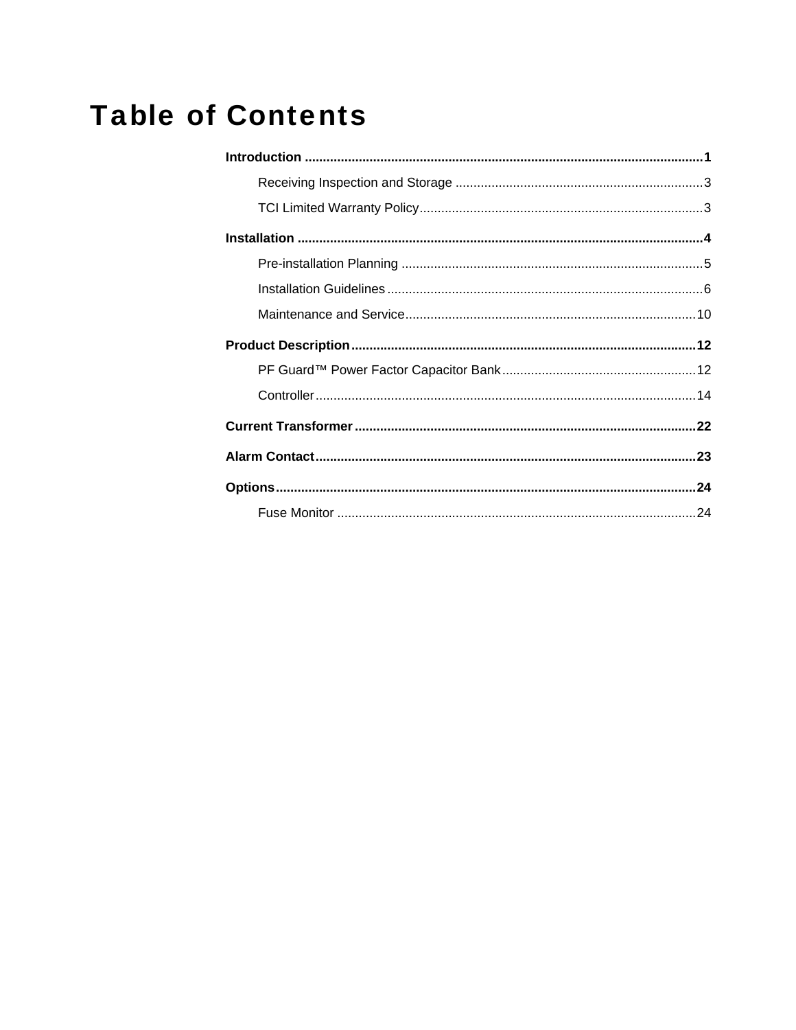# Table of Contents

**Introduction** .......................................................... **1**

- Receiving Inspection and Storage .......................................... 3
- TCI Limited Warranty Policy .......................................... 3

**Installation** .......................................................... **4**

- Pre-installation Planning .......................................... 5
- Installation Guidelines .......................................... 6
- Maintenance and Service .......................................... 10

**Product Description** .......................................................... **12**

- PF Guard™ Power Factor Capacitor Bank .......................................... 12
- Controller .......................................... 14

**Current Transformer** .......................................................... **22**

**Alarm Contact** .......................................................... **23**

**Options** .......................................................... **24**

- Fuse Monitor .......................................... 24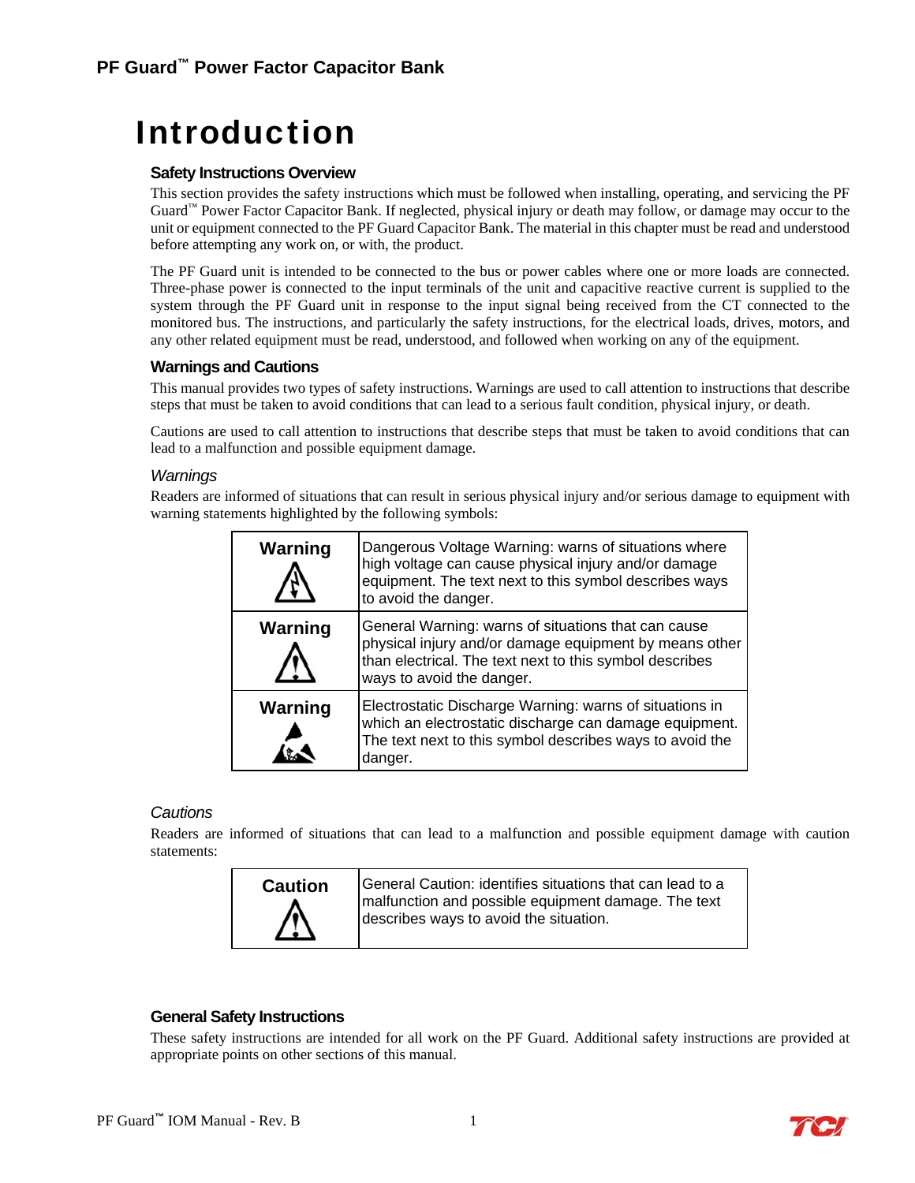# Introduction

### Safety Instructions Overview

This section provides the safety instructions which must be followed when installing, operating, and servicing the PF Guard™ Power Factor Capacitor Bank. If neglected, physical injury or death may follow, or damage may occur to the unit or equipment connected to the PF Guard Capacitor Bank. The material in this chapter must be read and understood before attempting any work on, or with, the product.

The PF Guard unit is intended to be connected to the bus or power cables where one or more loads are connected. Three-phase power is connected to the input terminals of the unit and capacitive reactive current is supplied to the system through the PF Guard unit in response to the input signal being received from the CT connected to the monitored bus. The instructions, and particularly the safety instructions, for the electrical loads, drives, motors, and any other related equipment must be read, understood, and followed when working on any of the equipment.

### Warnings and Cautions

This manual provides two types of safety instructions. Warnings are used to call attention to instructions that describe steps that must be taken to avoid conditions that can lead to a serious fault condition, physical injury, or death.

Cautions are used to call attention to instructions that describe steps that must be taken to avoid conditions that can lead to a malfunction and possible equipment damage.

*Warnings*

Readers are informed of situations that can result in serious physical injury and/or serious damage to equipment with warning statements highlighted by the following symbols:

| | |
|---|---|
| **Warning** | Dangerous Voltage Warning: warns of situations where high voltage can cause physical injury and/or damage equipment. The text next to this symbol describes ways to avoid the danger. |
| **Warning** | General Warning: warns of situations that can cause physical injury and/or damage equipment by means other than electrical. The text next to this symbol describes ways to avoid the danger. |
| **Warning** | Electrostatic Discharge Warning: warns of situations in which an electrostatic discharge can damage equipment. The text next to this symbol describes ways to avoid the danger. |

*Cautions*

Readers are informed of situations that can lead to a malfunction and possible equipment damage with caution statements:

| | |
|---|---|
| **Caution** | General Caution: identifies situations that can lead to a malfunction and possible equipment damage. The text describes ways to avoid the situation. |

### General Safety Instructions

These safety instructions are intended for all work on the PF Guard. Additional safety instructions are provided at appropriate points on other sections of this manual.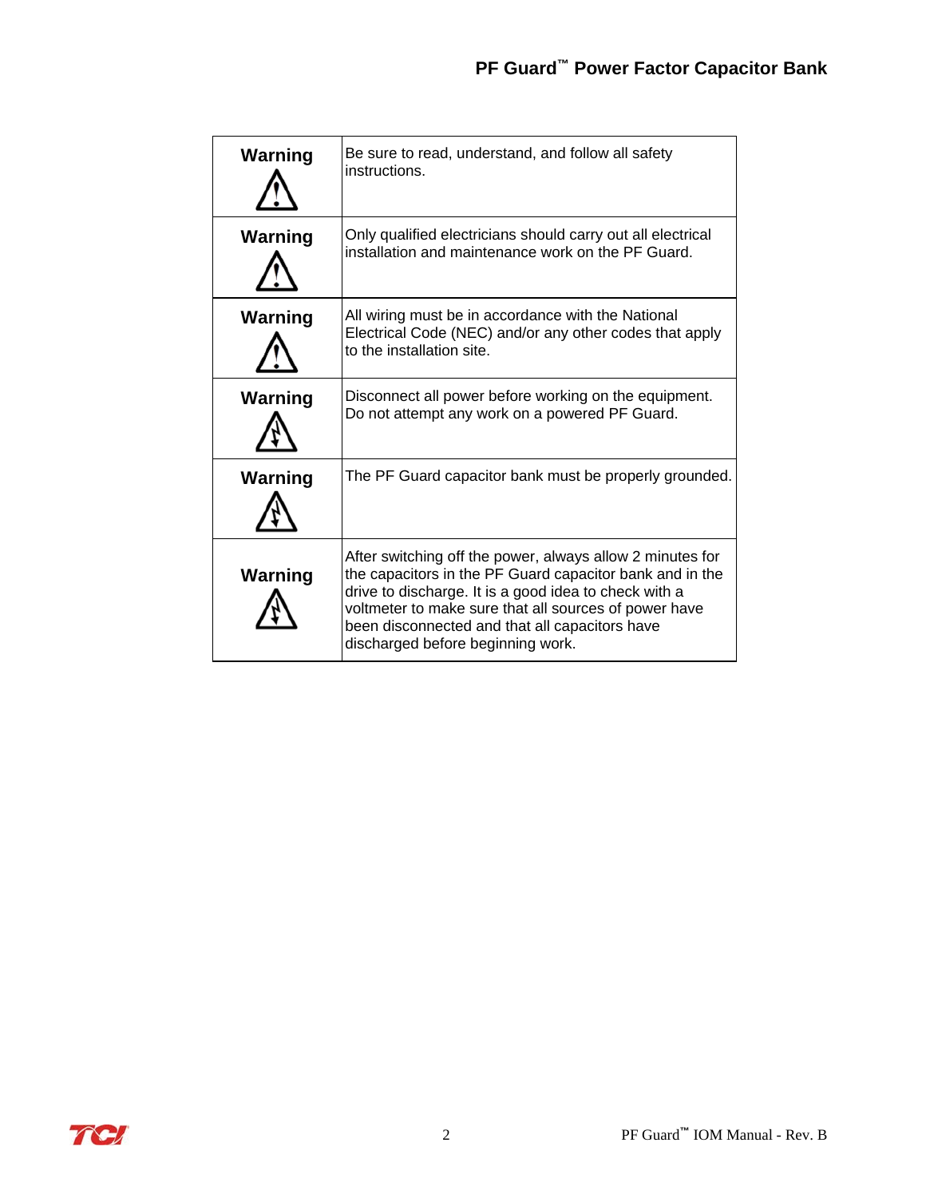| Warning | Be sure to read, understand, and follow all safety instructions. |
| --- | --- |
| Warning | Only qualified electricians should carry out all electrical installation and maintenance work on the PF Guard. |
| Warning | All wiring must be in accordance with the National Electrical Code (NEC) and/or any other codes that apply to the installation site. |
| Warning | Disconnect all power before working on the equipment. Do not attempt any work on a powered PF Guard. |
| Warning | The PF Guard capacitor bank must be properly grounded. |
| Warning | After switching off the power, always allow 2 minutes for the capacitors in the PF Guard capacitor bank and in the drive to discharge. It is a good idea to check with a voltmeter to make sure that all sources of power have been disconnected and that all capacitors have discharged before beginning work. |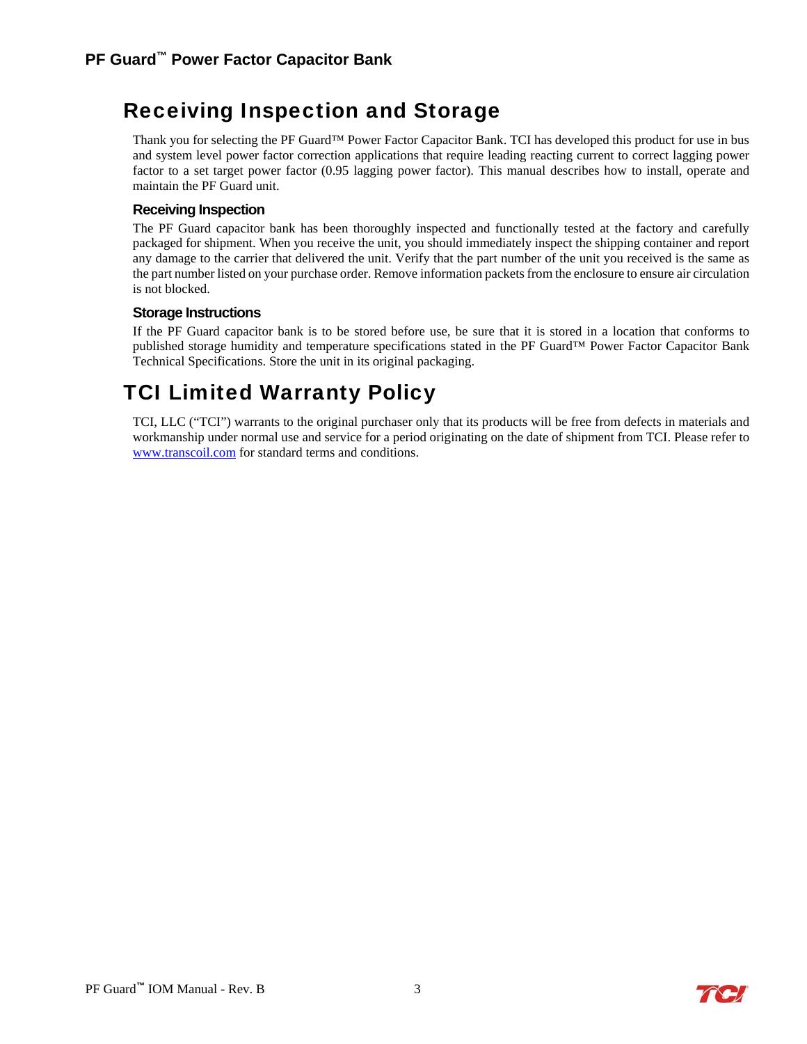# Receiving Inspection and Storage

Thank you for selecting the PF Guard™ Power Factor Capacitor Bank. TCI has developed this product for use in bus and system level power factor correction applications that require leading reacting current to correct lagging power factor to a set target power factor (0.95 lagging power factor). This manual describes how to install, operate and maintain the PF Guard unit.

### Receiving Inspection

The PF Guard capacitor bank has been thoroughly inspected and functionally tested at the factory and carefully packaged for shipment. When you receive the unit, you should immediately inspect the shipping container and report any damage to the carrier that delivered the unit. Verify that the part number of the unit you received is the same as the part number listed on your purchase order. Remove information packets from the enclosure to ensure air circulation is not blocked.

### Storage Instructions

If the PF Guard capacitor bank is to be stored before use, be sure that it is stored in a location that conforms to published storage humidity and temperature specifications stated in the PF Guard™ Power Factor Capacitor Bank Technical Specifications. Store the unit in its original packaging.

# TCI Limited Warranty Policy

TCI, LLC ("TCI") warrants to the original purchaser only that its products will be free from defects in materials and workmanship under normal use and service for a period originating on the date of shipment from TCI. Please refer to [www.transcoil.com](http://www.transcoil.com) for standard terms and conditions.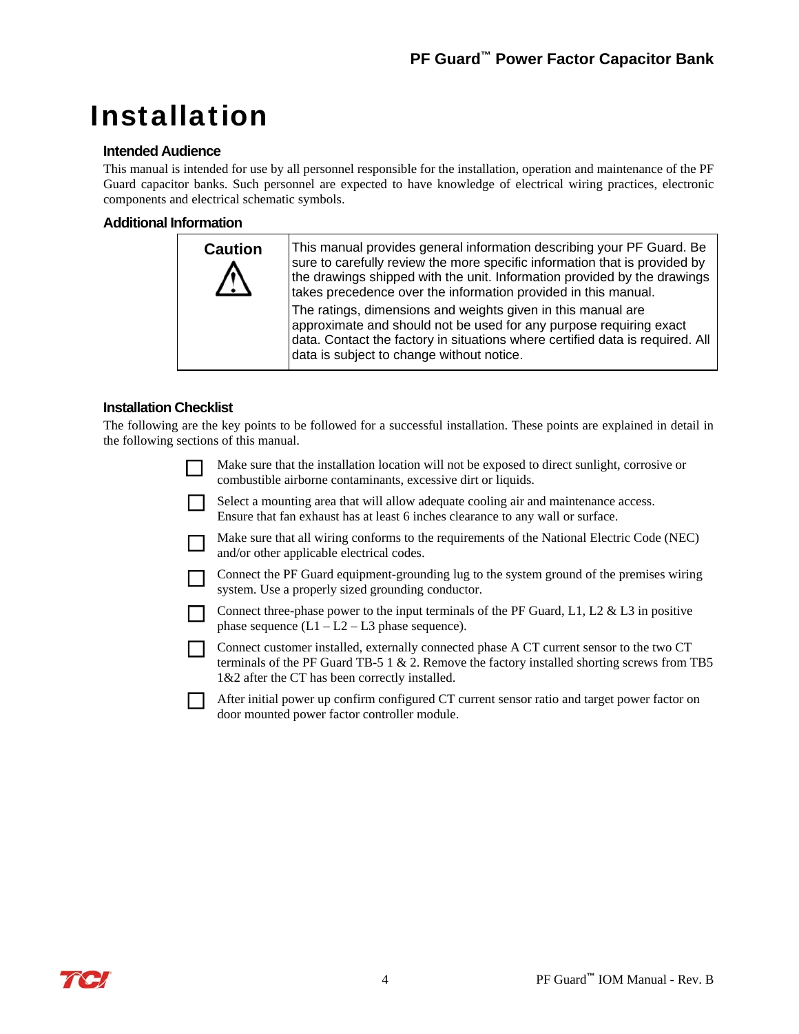# Installation

### Intended Audience

This manual is intended for use by all personnel responsible for the installation, operation and maintenance of the PF Guard capacitor banks. Such personnel are expected to have knowledge of electrical wiring practices, electronic components and electrical schematic symbols.

### Additional Information

| Caution ⚠ | This manual provides general information describing your PF Guard. Be sure to carefully review the more specific information that is provided by the drawings shipped with the unit. Information provided by the drawings takes precedence over the information provided in this manual.<br>The ratings, dimensions and weights given in this manual are approximate and should not be used for any purpose requiring exact data. Contact the factory in situations where certified data is required. All data is subject to change without notice. |
|---|---|

### Installation Checklist

The following are the key points to be followed for a successful installation. These points are explained in detail in the following sections of this manual.

- [ ] Make sure that the installation location will not be exposed to direct sunlight, corrosive or combustible airborne contaminants, excessive dirt or liquids.
- [ ] Select a mounting area that will allow adequate cooling air and maintenance access. Ensure that fan exhaust has at least 6 inches clearance to any wall or surface.
- [ ] Make sure that all wiring conforms to the requirements of the National Electric Code (NEC) and/or other applicable electrical codes.
- [ ] Connect the PF Guard equipment-grounding lug to the system ground of the premises wiring system. Use a properly sized grounding conductor.
- [ ] Connect three-phase power to the input terminals of the PF Guard, L1, L2 & L3 in positive phase sequence (L1 – L2 – L3 phase sequence).
- [ ] Connect customer installed, externally connected phase A CT current sensor to the two CT terminals of the PF Guard TB-5 1 & 2. Remove the factory installed shorting screws from TB5 1&2 after the CT has been correctly installed.
- [ ] After initial power up confirm configured CT current sensor ratio and target power factor on door mounted power factor controller module.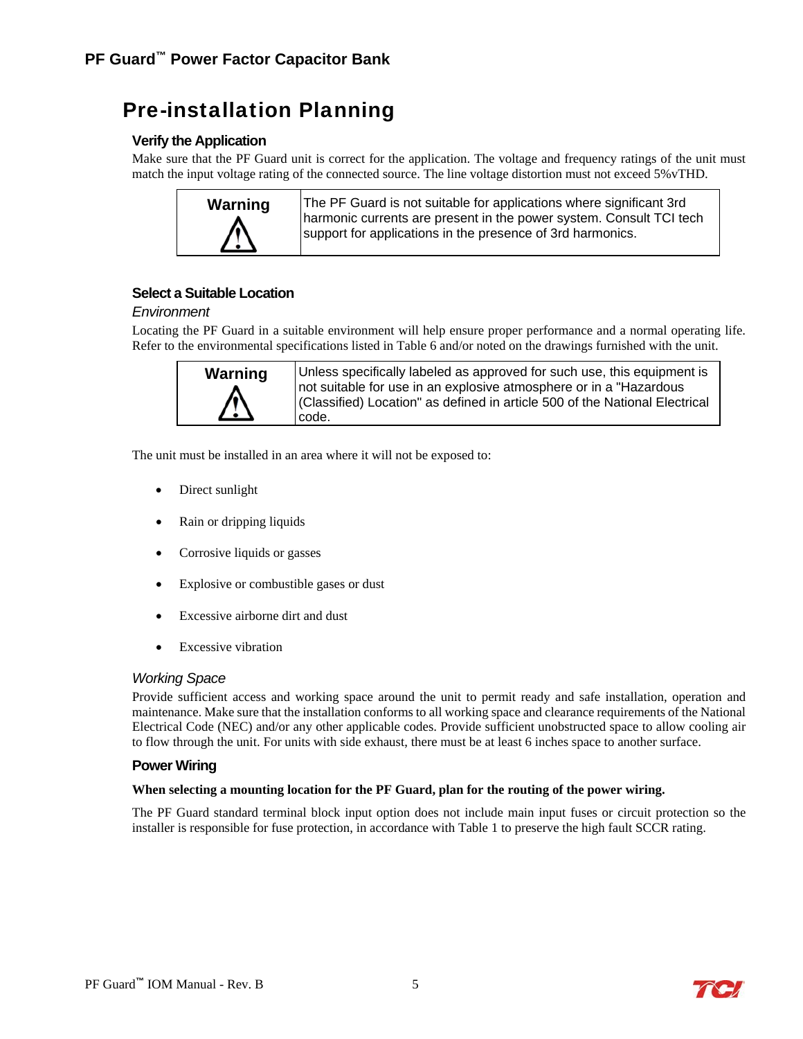# Pre-installation Planning

### Verify the Application

Make sure that the PF Guard unit is correct for the application. The voltage and frequency ratings of the unit must match the input voltage rating of the connected source. The line voltage distortion must not exceed 5%vTHD.

| **Warning** ⚠ | The PF Guard is not suitable for applications where significant 3rd harmonic currents are present in the power system. Consult TCI tech support for applications in the presence of 3rd harmonics. |
|---|---|

### Select a Suitable Location

*Environment*

Locating the PF Guard in a suitable environment will help ensure proper performance and a normal operating life. Refer to the environmental specifications listed in Table 6 and/or noted on the drawings furnished with the unit.

| **Warning** ⚠ | Unless specifically labeled as approved for such use, this equipment is not suitable for use in an explosive atmosphere or in a "Hazardous (Classified) Location" as defined in article 500 of the National Electrical code. |
|---|---|

The unit must be installed in an area where it will not be exposed to:

- Direct sunlight
- Rain or dripping liquids
- Corrosive liquids or gasses
- Explosive or combustible gases or dust
- Excessive airborne dirt and dust
- Excessive vibration

*Working Space*

Provide sufficient access and working space around the unit to permit ready and safe installation, operation and maintenance. Make sure that the installation conforms to all working space and clearance requirements of the National Electrical Code (NEC) and/or any other applicable codes. Provide sufficient unobstructed space to allow cooling air to flow through the unit. For units with side exhaust, there must be at least 6 inches space to another surface.

### Power Wiring

**When selecting a mounting location for the PF Guard, plan for the routing of the power wiring.**

The PF Guard standard terminal block input option does not include main input fuses or circuit protection so the installer is responsible for fuse protection, in accordance with Table 1 to preserve the high fault SCCR rating.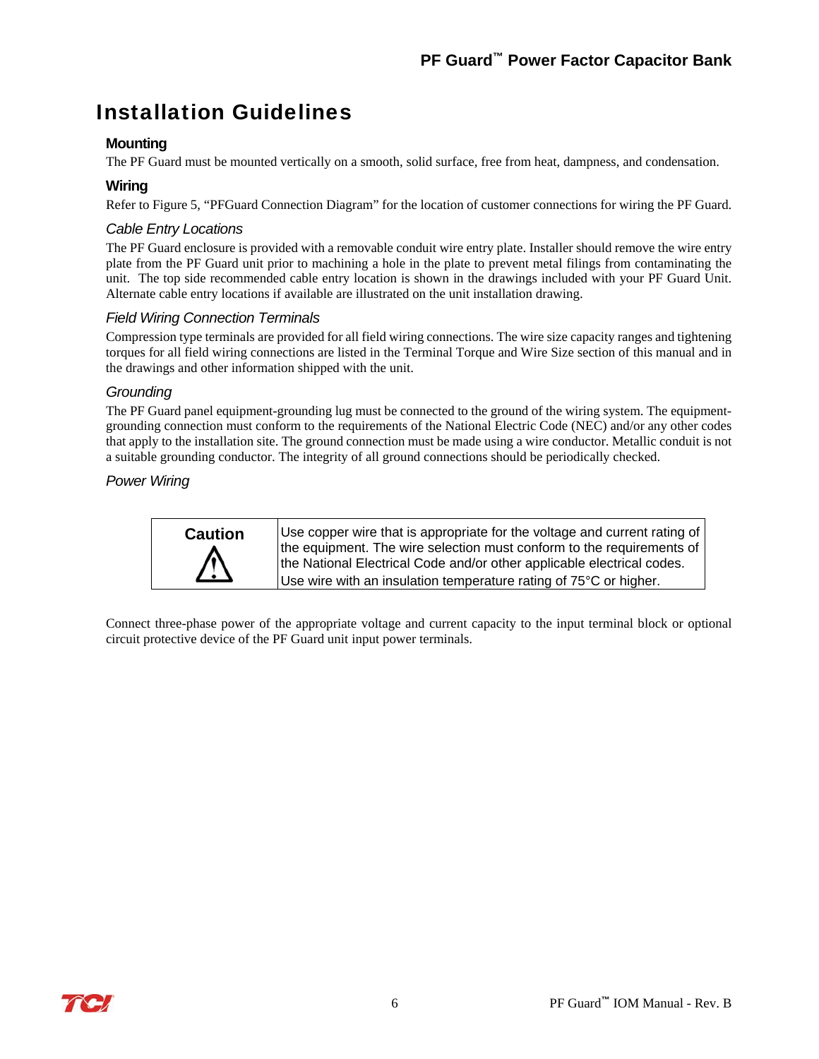# Installation Guidelines

## Mounting

The PF Guard must be mounted vertically on a smooth, solid surface, free from heat, dampness, and condensation.

## Wiring

Refer to Figure 5, "PFGuard Connection Diagram" for the location of customer connections for wiring the PF Guard.

### *Cable Entry Locations*

The PF Guard enclosure is provided with a removable conduit wire entry plate. Installer should remove the wire entry plate from the PF Guard unit prior to machining a hole in the plate to prevent metal filings from contaminating the unit. The top side recommended cable entry location is shown in the drawings included with your PF Guard Unit. Alternate cable entry locations if available are illustrated on the unit installation drawing.

### *Field Wiring Connection Terminals*

Compression type terminals are provided for all field wiring connections. The wire size capacity ranges and tightening torques for all field wiring connections are listed in the Terminal Torque and Wire Size section of this manual and in the drawings and other information shipped with the unit.

### *Grounding*

The PF Guard panel equipment-grounding lug must be connected to the ground of the wiring system. The equipment-grounding connection must conform to the requirements of the National Electric Code (NEC) and/or any other codes that apply to the installation site. The ground connection must be made using a wire conductor. Metallic conduit is not a suitable grounding conductor. The integrity of all ground connections should be periodically checked.

### *Power Wiring*

| **Caution** ⚠ | Use copper wire that is appropriate for the voltage and current rating of the equipment. The wire selection must conform to the requirements of the National Electrical Code and/or other applicable electrical codes. Use wire with an insulation temperature rating of 75°C or higher. |
|---|---|

Connect three-phase power of the appropriate voltage and current capacity to the input terminal block or optional circuit protective device of the PF Guard unit input power terminals.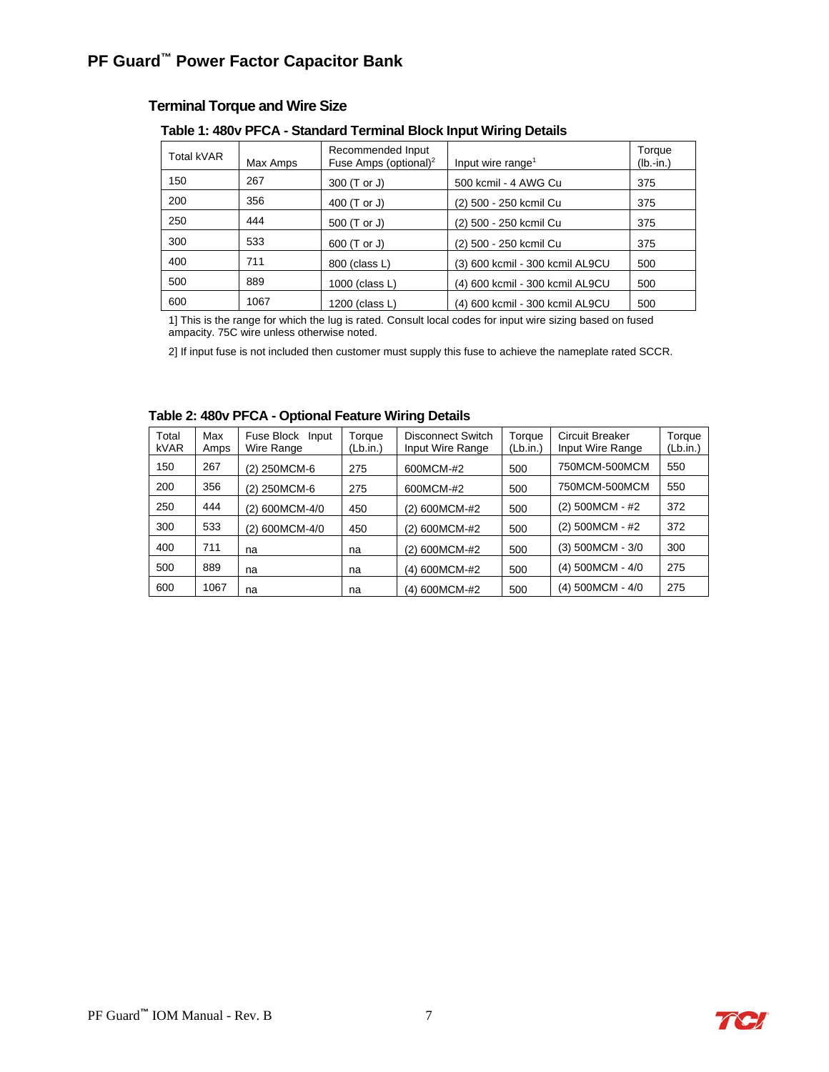## Terminal Torque and Wire Size

### Table 1: 480v PFCA - Standard Terminal Block Input Wiring Details

| Total kVAR | Max Amps | Recommended Input Fuse Amps (optional)[2] | Input wire range[1] | Torque (lb.-in.) |
|---|---|---|---|---|
| 150 | 267 | 300 (T or J) | 500 kcmil - 4 AWG Cu | 375 |
| 200 | 356 | 400 (T or J) | (2) 500 - 250 kcmil Cu | 375 |
| 250 | 444 | 500 (T or J) | (2) 500 - 250 kcmil Cu | 375 |
| 300 | 533 | 600 (T or J) | (2) 500 - 250 kcmil Cu | 375 |
| 400 | 711 | 800 (class L) | (3) 600 kcmil - 300 kcmil AL9CU | 500 |
| 500 | 889 | 1000 (class L) | (4) 600 kcmil - 300 kcmil AL9CU | 500 |
| 600 | 1067 | 1200 (class L) | (4) 600 kcmil - 300 kcmil AL9CU | 500 |

1] This is the range for which the lug is rated. Consult local codes for input wire sizing based on fused ampacity. 75C wire unless otherwise noted.

2] If input fuse is not included then customer must supply this fuse to achieve the nameplate rated SCCR.

### Table 2: 480v PFCA - Optional Feature Wiring Details

| Total kVAR | Max Amps | Fuse Block Input Wire Range | Torque (Lb.in.) | Disconnect Switch Input Wire Range | Torque (Lb.in.) | Circuit Breaker Input Wire Range | Torque (Lb.in.) |
|---|---|---|---|---|---|---|---|
| 150 | 267 | (2) 250MCM-6 | 275 | 600MCM-#2 | 500 | 750MCM-500MCM | 550 |
| 200 | 356 | (2) 250MCM-6 | 275 | 600MCM-#2 | 500 | 750MCM-500MCM | 550 |
| 250 | 444 | (2) 600MCM-4/0 | 450 | (2) 600MCM-#2 | 500 | (2) 500MCM - #2 | 372 |
| 300 | 533 | (2) 600MCM-4/0 | 450 | (2) 600MCM-#2 | 500 | (2) 500MCM - #2 | 372 |
| 400 | 711 | na | na | (2) 600MCM-#2 | 500 | (3) 500MCM - 3/0 | 300 |
| 500 | 889 | na | na | (4) 600MCM-#2 | 500 | (4) 500MCM - 4/0 | 275 |
| 600 | 1067 | na | na | (4) 600MCM-#2 | 500 | (4) 500MCM - 4/0 | 275 |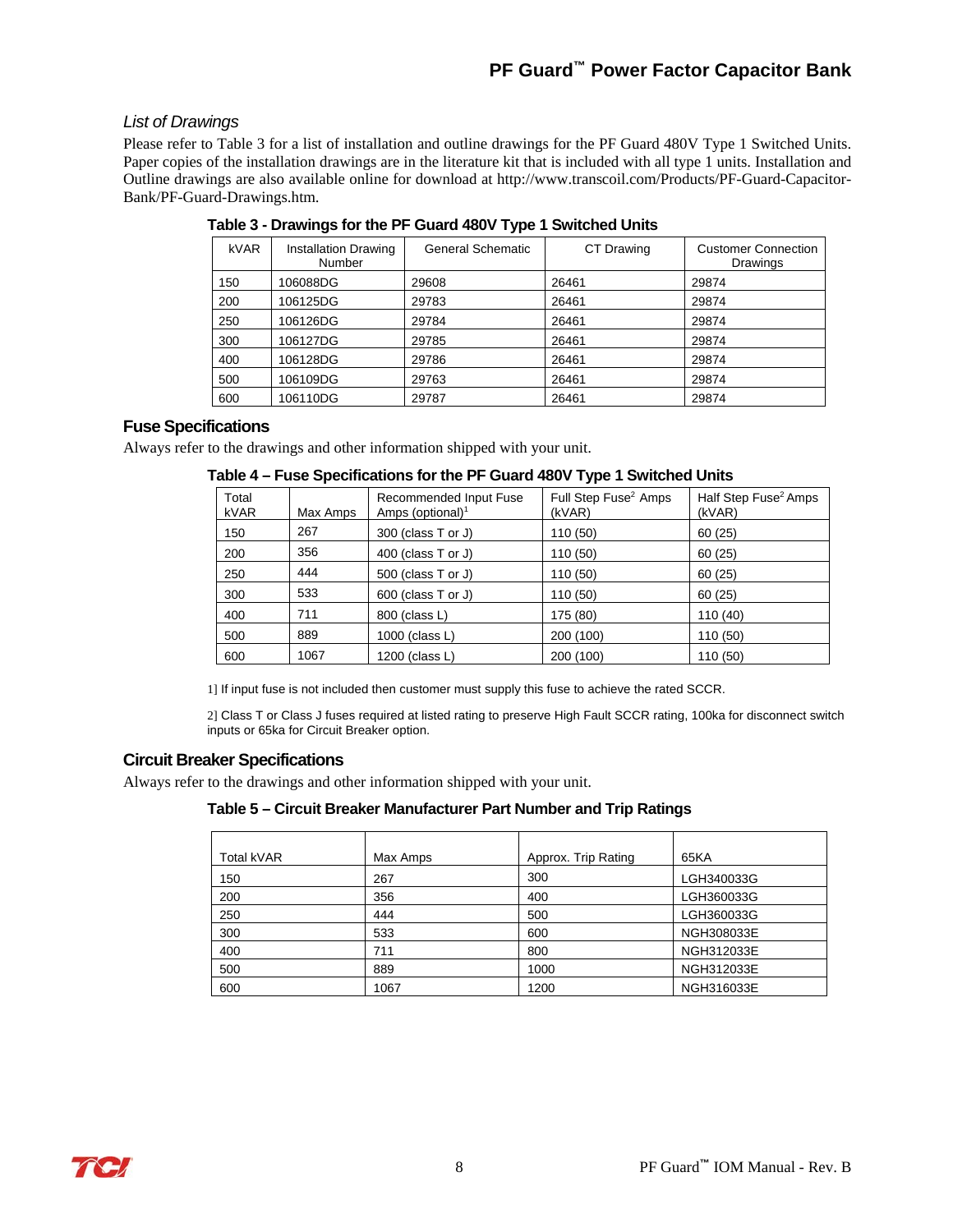### *List of Drawings*

Please refer to Table 3 for a list of installation and outline drawings for the PF Guard 480V Type 1 Switched Units. Paper copies of the installation drawings are in the literature kit that is included with all type 1 units. Installation and Outline drawings are also available online for download at http://www.transcoil.com/Products/PF-Guard-Capacitor-Bank/PF-Guard-Drawings.htm.

**Table 3 - Drawings for the PF Guard 480V Type 1 Switched Units**

| kVAR | Installation Drawing Number | General Schematic | CT Drawing | Customer Connection Drawings |
|---|---|---|---|---|
| 150 | 106088DG | 29608 | 26461 | 29874 |
| 200 | 106125DG | 29783 | 26461 | 29874 |
| 250 | 106126DG | 29784 | 26461 | 29874 |
| 300 | 106127DG | 29785 | 26461 | 29874 |
| 400 | 106128DG | 29786 | 26461 | 29874 |
| 500 | 106109DG | 29763 | 26461 | 29874 |
| 600 | 106110DG | 29787 | 26461 | 29874 |

## Fuse Specifications

Always refer to the drawings and other information shipped with your unit.

**Table 4 – Fuse Specifications for the PF Guard 480V Type 1 Switched Units**

| Total kVAR | Max Amps | Recommended Input Fuse Amps (optional)[1] | Full Step Fuse[2] Amps (kVAR) | Half Step Fuse[2] Amps (kVAR) |
|---|---|---|---|---|
| 150 | 267 | 300 (class T or J) | 110 (50) | 60 (25) |
| 200 | 356 | 400 (class T or J) | 110 (50) | 60 (25) |
| 250 | 444 | 500 (class T or J) | 110 (50) | 60 (25) |
| 300 | 533 | 600 (class T or J) | 110 (50) | 60 (25) |
| 400 | 711 | 800 (class L) | 175 (80) | 110 (40) |
| 500 | 889 | 1000 (class L) | 200 (100) | 110 (50) |
| 600 | 1067 | 1200 (class L) | 200 (100) | 110 (50) |

1] If input fuse is not included then customer must supply this fuse to achieve the rated SCCR.

2] Class T or Class J fuses required at listed rating to preserve High Fault SCCR rating, 100ka for disconnect switch inputs or 65ka for Circuit Breaker option.

## Circuit Breaker Specifications

Always refer to the drawings and other information shipped with your unit.

**Table 5 – Circuit Breaker Manufacturer Part Number and Trip Ratings**

| Total kVAR | Max Amps | Approx. Trip Rating | 65KA |
|---|---|---|---|
| 150 | 267 | 300 | LGH340033G |
| 200 | 356 | 400 | LGH360033G |
| 250 | 444 | 500 | LGH360033G |
| 300 | 533 | 600 | NGH308033E |
| 400 | 711 | 800 | NGH312033E |
| 500 | 889 | 1000 | NGH312033E |
| 600 | 1067 | 1200 | NGH316033E |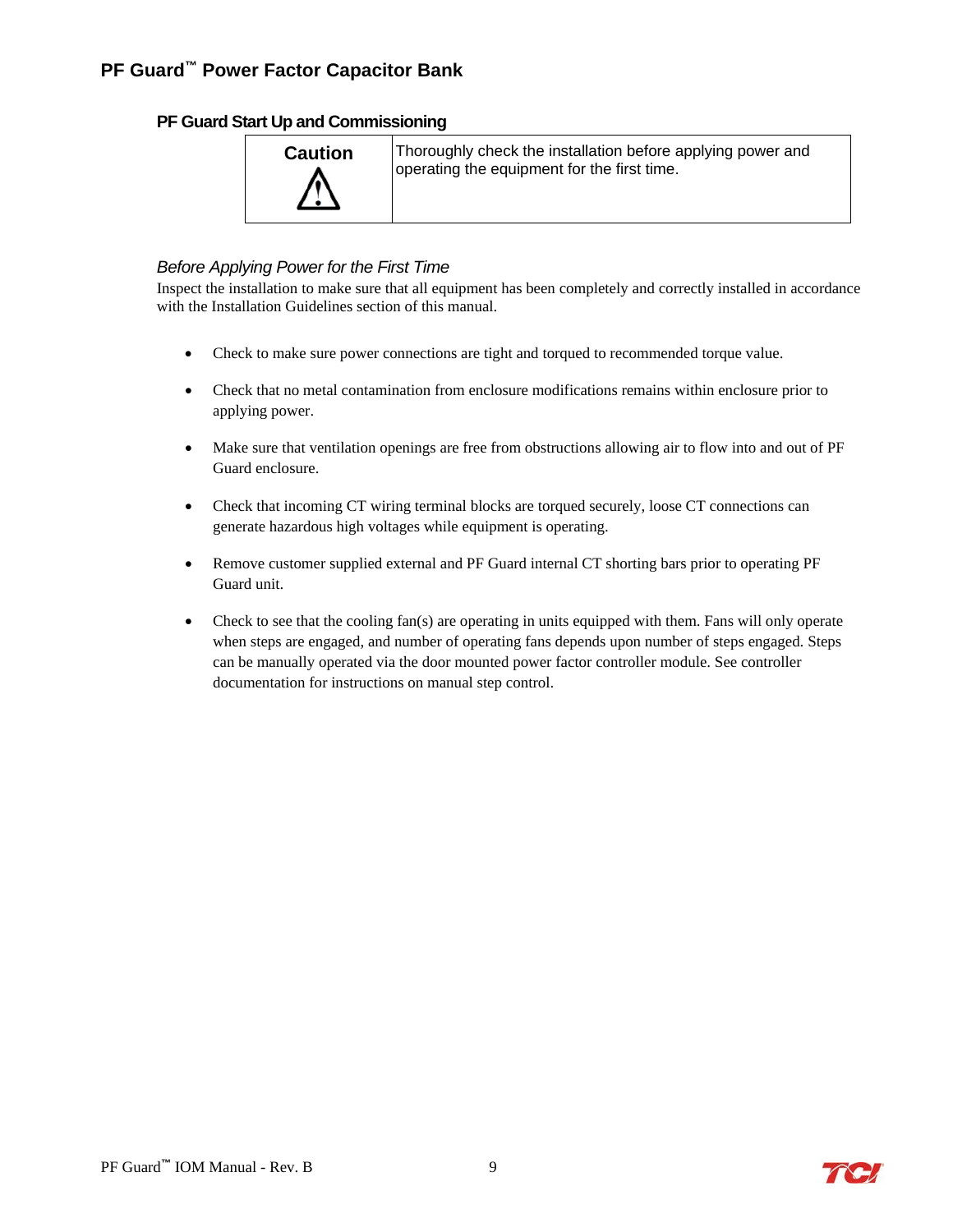## PF Guard Start Up and Commissioning

| Caution ⚠ | Thoroughly check the installation before applying power and operating the equipment for the first time. |
|---|---|

*Before Applying Power for the First Time*

Inspect the installation to make sure that all equipment has been completely and correctly installed in accordance with the Installation Guidelines section of this manual.

- Check to make sure power connections are tight and torqued to recommended torque value.
- Check that no metal contamination from enclosure modifications remains within enclosure prior to applying power.
- Make sure that ventilation openings are free from obstructions allowing air to flow into and out of PF Guard enclosure.
- Check that incoming CT wiring terminal blocks are torqued securely, loose CT connections can generate hazardous high voltages while equipment is operating.
- Remove customer supplied external and PF Guard internal CT shorting bars prior to operating PF Guard unit.
- Check to see that the cooling fan(s) are operating in units equipped with them. Fans will only operate when steps are engaged, and number of operating fans depends upon number of steps engaged. Steps can be manually operated via the door mounted power factor controller module. See controller documentation for instructions on manual step control.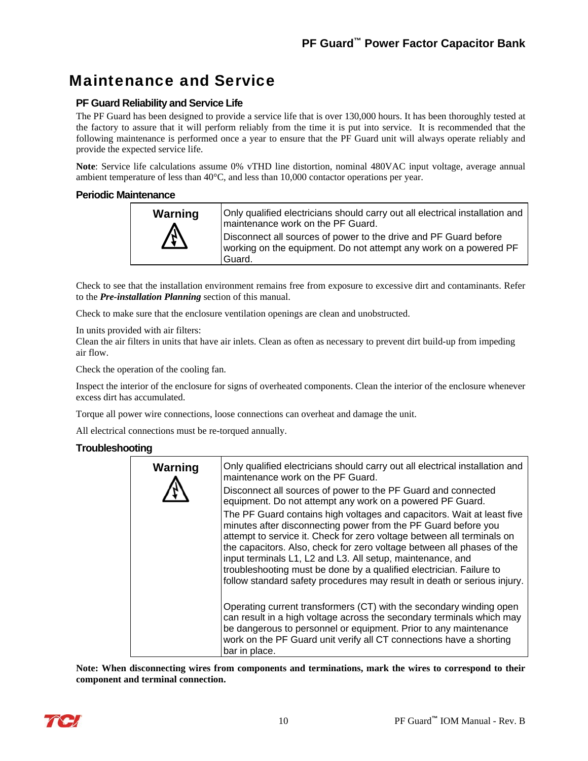# Maintenance and Service

## PF Guard Reliability and Service Life

The PF Guard has been designed to provide a service life that is over 130,000 hours. It has been thoroughly tested at the factory to assure that it will perform reliably from the time it is put into service. It is recommended that the following maintenance is performed once a year to ensure that the PF Guard unit will always operate reliably and provide the expected service life.

**Note**: Service life calculations assume 0% vTHD line distortion, nominal 480VAC input voltage, average annual ambient temperature of less than 40°C, and less than 10,000 contactor operations per year.

## Periodic Maintenance

| **Warning** | |
|---|---|
| ⚠ | Only qualified electricians should carry out all electrical installation and maintenance work on the PF Guard.<br>Disconnect all sources of power to the drive and PF Guard before working on the equipment. Do not attempt any work on a powered PF Guard. |

Check to see that the installation environment remains free from exposure to excessive dirt and contaminants. Refer to the ***Pre-installation Planning*** section of this manual.

Check to make sure that the enclosure ventilation openings are clean and unobstructed.

In units provided with air filters:
Clean the air filters in units that have air inlets. Clean as often as necessary to prevent dirt build-up from impeding air flow.

Check the operation of the cooling fan.

Inspect the interior of the enclosure for signs of overheated components. Clean the interior of the enclosure whenever excess dirt has accumulated.

Torque all power wire connections, loose connections can overheat and damage the unit.

All electrical connections must be re-torqued annually.

## Troubleshooting

| **Warning** | |
|---|---|
| ⚠ | Only qualified electricians should carry out all electrical installation and maintenance work on the PF Guard.<br>Disconnect all sources of power to the PF Guard and connected equipment. Do not attempt any work on a powered PF Guard.<br>The PF Guard contains high voltages and capacitors. Wait at least five minutes after disconnecting power from the PF Guard before you attempt to service it. Check for zero voltage between all terminals on the capacitors. Also, check for zero voltage between all phases of the input terminals L1, L2 and L3. All setup, maintenance, and troubleshooting must be done by a qualified electrician. Failure to follow standard safety procedures may result in death or serious injury.<br><br>Operating current transformers (CT) with the secondary winding open can result in a high voltage across the secondary terminals which may be dangerous to personnel or equipment. Prior to any maintenance work on the PF Guard unit verify all CT connections have a shorting bar in place. |

**Note: When disconnecting wires from components and terminations, mark the wires to correspond to their component and terminal connection.**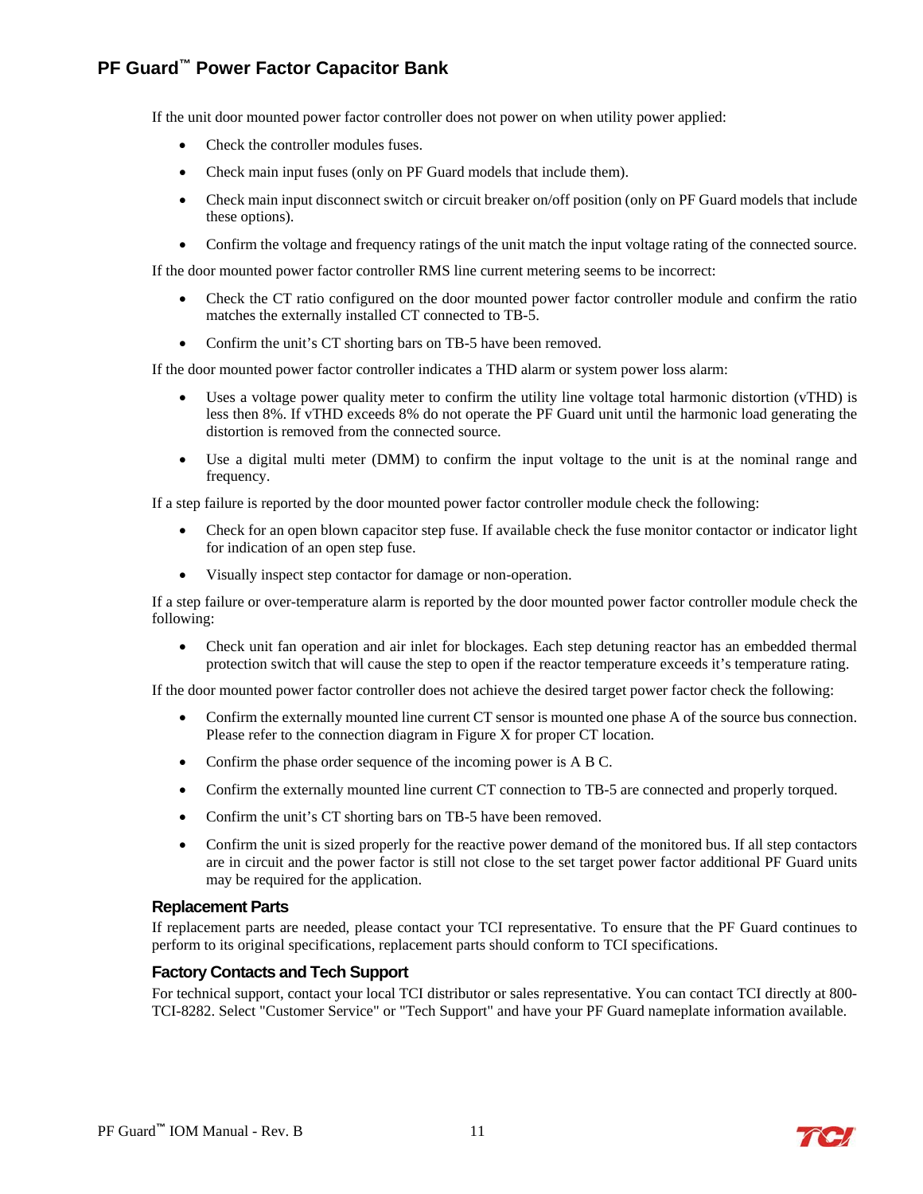If the unit door mounted power factor controller does not power on when utility power applied:

- Check the controller modules fuses.
- Check main input fuses (only on PF Guard models that include them).
- Check main input disconnect switch or circuit breaker on/off position (only on PF Guard models that include these options).
- Confirm the voltage and frequency ratings of the unit match the input voltage rating of the connected source.

If the door mounted power factor controller RMS line current metering seems to be incorrect:

- Check the CT ratio configured on the door mounted power factor controller module and confirm the ratio matches the externally installed CT connected to TB-5.
- Confirm the unit's CT shorting bars on TB-5 have been removed.

If the door mounted power factor controller indicates a THD alarm or system power loss alarm:

- Uses a voltage power quality meter to confirm the utility line voltage total harmonic distortion (vTHD) is less then 8%. If vTHD exceeds 8% do not operate the PF Guard unit until the harmonic load generating the distortion is removed from the connected source.
- Use a digital multi meter (DMM) to confirm the input voltage to the unit is at the nominal range and frequency.

If a step failure is reported by the door mounted power factor controller module check the following:

- Check for an open blown capacitor step fuse. If available check the fuse monitor contactor or indicator light for indication of an open step fuse.
- Visually inspect step contactor for damage or non-operation.

If a step failure or over-temperature alarm is reported by the door mounted power factor controller module check the following:

- Check unit fan operation and air inlet for blockages. Each step detuning reactor has an embedded thermal protection switch that will cause the step to open if the reactor temperature exceeds it's temperature rating.

If the door mounted power factor controller does not achieve the desired target power factor check the following:

- Confirm the externally mounted line current CT sensor is mounted one phase A of the source bus connection. Please refer to the connection diagram in Figure X for proper CT location.
- Confirm the phase order sequence of the incoming power is A B C.
- Confirm the externally mounted line current CT connection to TB-5 are connected and properly torqued.
- Confirm the unit's CT shorting bars on TB-5 have been removed.
- Confirm the unit is sized properly for the reactive power demand of the monitored bus. If all step contactors are in circuit and the power factor is still not close to the set target power factor additional PF Guard units may be required for the application.

### Replacement Parts

If replacement parts are needed, please contact your TCI representative. To ensure that the PF Guard continues to perform to its original specifications, replacement parts should conform to TCI specifications.

### Factory Contacts and Tech Support

For technical support, contact your local TCI distributor or sales representative. You can contact TCI directly at 800-TCI-8282. Select "Customer Service" or "Tech Support" and have your PF Guard nameplate information available.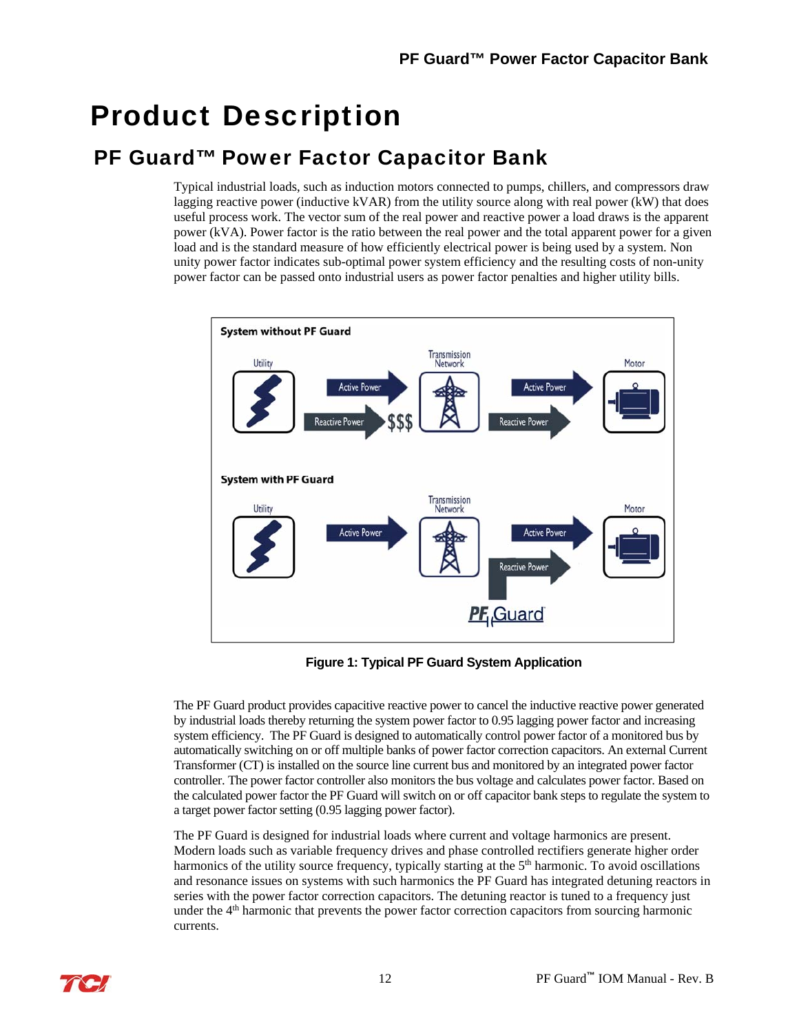# Product Description

## PF Guard™ Power Factor Capacitor Bank

Typical industrial loads, such as induction motors connected to pumps, chillers, and compressors draw lagging reactive power (inductive kVAR) from the utility source along with real power (kW) that does useful process work. The vector sum of the real power and reactive power a load draws is the apparent power (kVA). Power factor is the ratio between the real power and the total apparent power for a given load and is the standard measure of how efficiently electrical power is being used by a system. Non unity power factor indicates sub-optimal power system efficiency and the resulting costs of non-unity power factor can be passed onto industrial users as power factor penalties and higher utility bills.

**Figure 1: Typical PF Guard System Application**

The PF Guard product provides capacitive reactive power to cancel the inductive reactive power generated by industrial loads thereby returning the system power factor to 0.95 lagging power factor and increasing system efficiency. The PF Guard is designed to automatically control power factor of a monitored bus by automatically switching on or off multiple banks of power factor correction capacitors. An external Current Transformer (CT) is installed on the source line current bus and monitored by an integrated power factor controller. The power factor controller also monitors the bus voltage and calculates power factor. Based on the calculated power factor the PF Guard will switch on or off capacitor bank steps to regulate the system to a target power factor setting (0.95 lagging power factor).

The PF Guard is designed for industrial loads where current and voltage harmonics are present. Modern loads such as variable frequency drives and phase controlled rectifiers generate higher order harmonics of the utility source frequency, typically starting at the 5th harmonic. To avoid oscillations and resonance issues on systems with such harmonics the PF Guard has integrated detuning reactors in series with the power factor correction capacitors. The detuning reactor is tuned to a frequency just under the 4th harmonic that prevents the power factor correction capacitors from sourcing harmonic currents.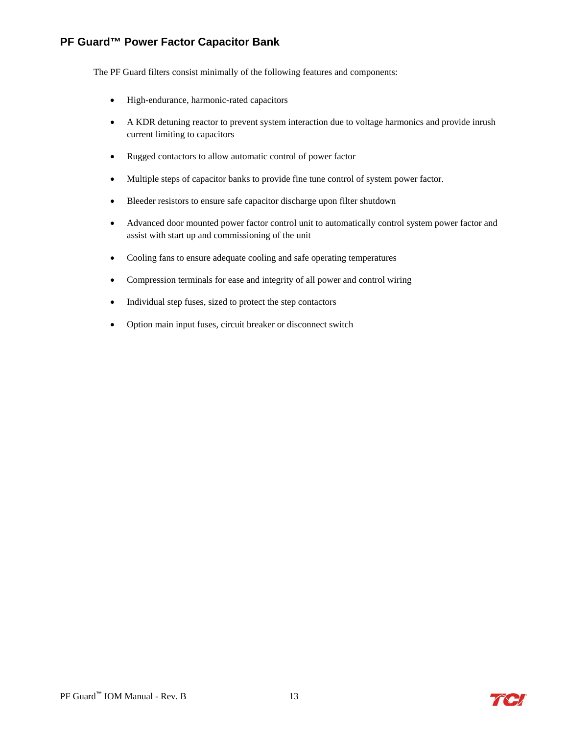## PF Guard™ Power Factor Capacitor Bank

The PF Guard filters consist minimally of the following features and components:

- High-endurance, harmonic-rated capacitors
- A KDR detuning reactor to prevent system interaction due to voltage harmonics and provide inrush current limiting to capacitors
- Rugged contactors to allow automatic control of power factor
- Multiple steps of capacitor banks to provide fine tune control of system power factor.
- Bleeder resistors to ensure safe capacitor discharge upon filter shutdown
- Advanced door mounted power factor control unit to automatically control system power factor and assist with start up and commissioning of the unit
- Cooling fans to ensure adequate cooling and safe operating temperatures
- Compression terminals for ease and integrity of all power and control wiring
- Individual step fuses, sized to protect the step contactors
- Option main input fuses, circuit breaker or disconnect switch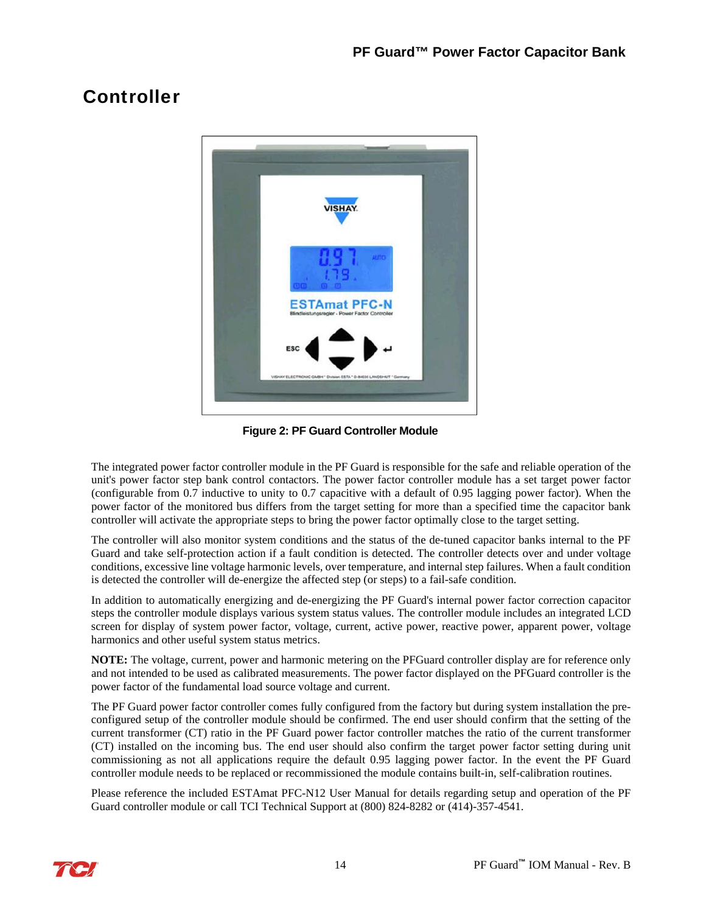## Controller

Figure 2: PF Guard Controller Module

The integrated power factor controller module in the PF Guard is responsible for the safe and reliable operation of the unit's power factor step bank control contactors. The power factor controller module has a set target power factor (configurable from 0.7 inductive to unity to 0.7 capacitive with a default of 0.95 lagging power factor). When the power factor of the monitored bus differs from the target setting for more than a specified time the capacitor bank controller will activate the appropriate steps to bring the power factor optimally close to the target setting.

The controller will also monitor system conditions and the status of the de-tuned capacitor banks internal to the PF Guard and take self-protection action if a fault condition is detected. The controller detects over and under voltage conditions, excessive line voltage harmonic levels, over temperature, and internal step failures. When a fault condition is detected the controller will de-energize the affected step (or steps) to a fail-safe condition.

In addition to automatically energizing and de-energizing the PF Guard's internal power factor correction capacitor steps the controller module displays various system status values. The controller module includes an integrated LCD screen for display of system power factor, voltage, current, active power, reactive power, apparent power, voltage harmonics and other useful system status metrics.

**NOTE:** The voltage, current, power and harmonic metering on the PFGuard controller display are for reference only and not intended to be used as calibrated measurements. The power factor displayed on the PFGuard controller is the power factor of the fundamental load source voltage and current.

The PF Guard power factor controller comes fully configured from the factory but during system installation the pre-configured setup of the controller module should be confirmed. The end user should confirm that the setting of the current transformer (CT) ratio in the PF Guard power factor controller matches the ratio of the current transformer (CT) installed on the incoming bus. The end user should also confirm the target power factor setting during unit commissioning as not all applications require the default 0.95 lagging power factor. In the event the PF Guard controller module needs to be replaced or recommissioned the module contains built-in, self-calibration routines.

Please reference the included ESTAmat PFC-N12 User Manual for details regarding setup and operation of the PF Guard controller module or call TCI Technical Support at (800) 824-8282 or (414)-357-4541.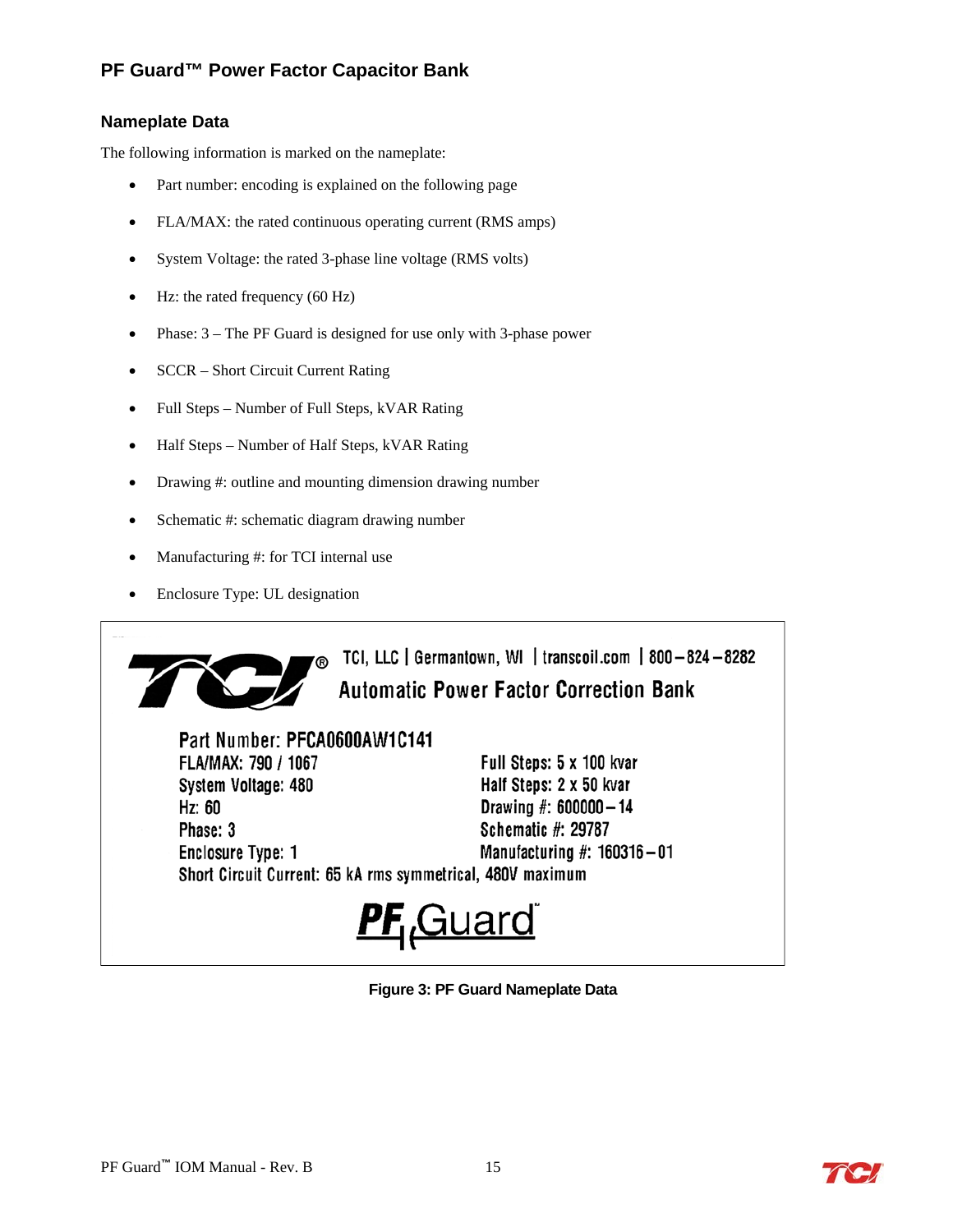# PF Guard™ Power Factor Capacitor Bank

## Nameplate Data

The following information is marked on the nameplate:

- Part number: encoding is explained on the following page
- FLA/MAX: the rated continuous operating current (RMS amps)
- System Voltage: the rated 3-phase line voltage (RMS volts)
- Hz: the rated frequency (60 Hz)
- Phase: 3 – The PF Guard is designed for use only with 3-phase power
- SCCR – Short Circuit Current Rating
- Full Steps – Number of Full Steps, kVAR Rating
- Half Steps – Number of Half Steps, kVAR Rating
- Drawing #: outline and mounting dimension drawing number
- Schematic #: schematic diagram drawing number
- Manufacturing #: for TCI internal use
- Enclosure Type: UL designation

TCI, LLC | Germantown, WI | transcoil.com | 800–824–8282

Automatic Power Factor Correction Bank

Part Number: PFCA0600AW1C141

FLA/MAX: 790 / 1067
System Voltage: 480
Hz: 60
Phase: 3
Enclosure Type: 1

Full Steps: 5 x 100 kvar
Half Steps: 2 x 50 kvar
Drawing #: 600000–14
Schematic #: 29787
Manufacturing #: 160316–01

Short Circuit Current: 65 kA rms symmetrical, 480V maximum

PF Guard™

**Figure 3: PF Guard Nameplate Data**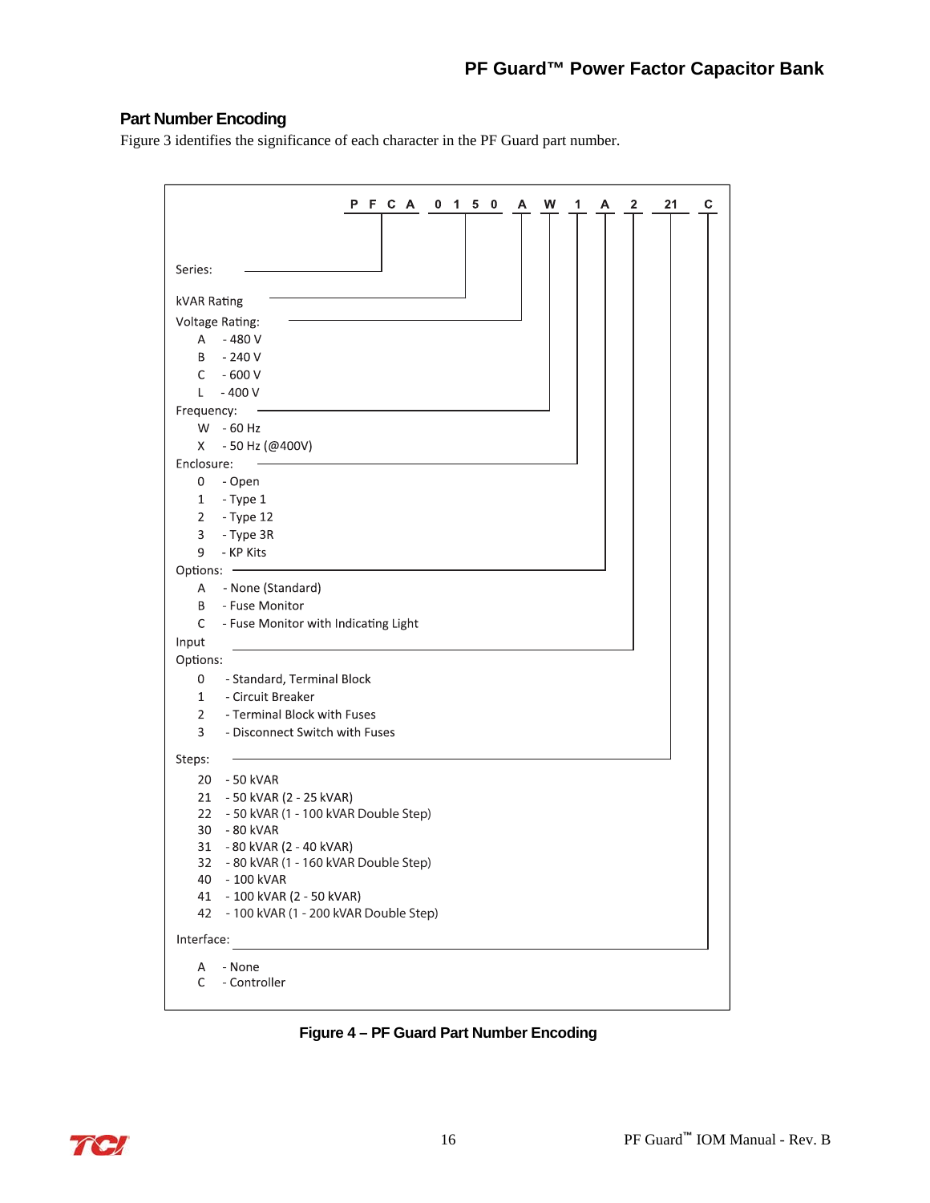## Part Number Encoding

Figure 3 identifies the significance of each character in the PF Guard part number.

**P F C A 0 1 5 0 A W 1 A 2 21 C**

- **Series:** PFCA
- **kVAR Rating:** 0150
- **Voltage Rating:**
  - A - 480 V
  - B - 240 V
  - C - 600 V
  - L - 400 V
- **Frequency:**
  - W - 60 Hz
  - X - 50 Hz (@400V)
- **Enclosure:**
  - 0 - Open
  - 1 - Type 1
  - 2 - Type 12
  - 3 - Type 3R
  - 9 - KP Kits
- **Options:**
  - A - None (Standard)
  - B - Fuse Monitor
  - C - Fuse Monitor with Indicating Light
- **Input Options:**
  - 0 - Standard, Terminal Block
  - 1 - Circuit Breaker
  - 2 - Terminal Block with Fuses
  - 3 - Disconnect Switch with Fuses
- **Steps:**
  - 20 - 50 kVAR
  - 21 - 50 kVAR (2 - 25 kVAR)
  - 22 - 50 kVAR (1 - 100 kVAR Double Step)
  - 30 - 80 kVAR
  - 31 - 80 kVAR (2 - 40 kVAR)
  - 32 - 80 kVAR (1 - 160 kVAR Double Step)
  - 40 - 100 kVAR
  - 41 - 100 kVAR (2 - 50 kVAR)
  - 42 - 100 kVAR (1 - 200 kVAR Double Step)
- **Interface:**
  - A - None
  - C - Controller

**Figure 4 – PF Guard Part Number Encoding**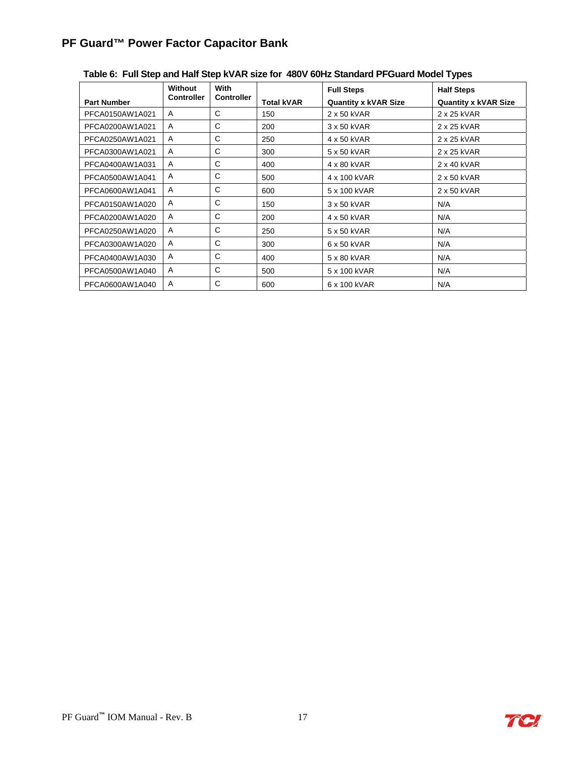Table 6: Full Step and Half Step kVAR size for 480V 60Hz Standard PFGuard Model Types

| Part Number | Without Controller | With Controller | Total kVAR | Full Steps Quantity x kVAR Size | Half Steps Quantity x kVAR Size |
|---|---|---|---|---|---|
| PFCA0150AW1A021 | A | C | 150 | 2 x 50 kVAR | 2 x 25 kVAR |
| PFCA0200AW1A021 | A | C | 200 | 3 x 50 kVAR | 2 x 25 kVAR |
| PFCA0250AW1A021 | A | C | 250 | 4 x 50 kVAR | 2 x 25 kVAR |
| PFCA0300AW1A021 | A | C | 300 | 5 x 50 kVAR | 2 x 25 kVAR |
| PFCA0400AW1A031 | A | C | 400 | 4 x 80 kVAR | 2 x 40 kVAR |
| PFCA0500AW1A041 | A | C | 500 | 4 x 100 kVAR | 2 x 50 kVAR |
| PFCA0600AW1A041 | A | C | 600 | 5 x 100 kVAR | 2 x 50 kVAR |
| PFCA0150AW1A020 | A | C | 150 | 3 x 50 kVAR | N/A |
| PFCA0200AW1A020 | A | C | 200 | 4 x 50 kVAR | N/A |
| PFCA0250AW1A020 | A | C | 250 | 5 x 50 kVAR | N/A |
| PFCA0300AW1A020 | A | C | 300 | 6 x 50 kVAR | N/A |
| PFCA0400AW1A030 | A | C | 400 | 5 x 80 kVAR | N/A |
| PFCA0500AW1A040 | A | C | 500 | 5 x 100 kVAR | N/A |
| PFCA0600AW1A040 | A | C | 600 | 6 x 100 kVAR | N/A |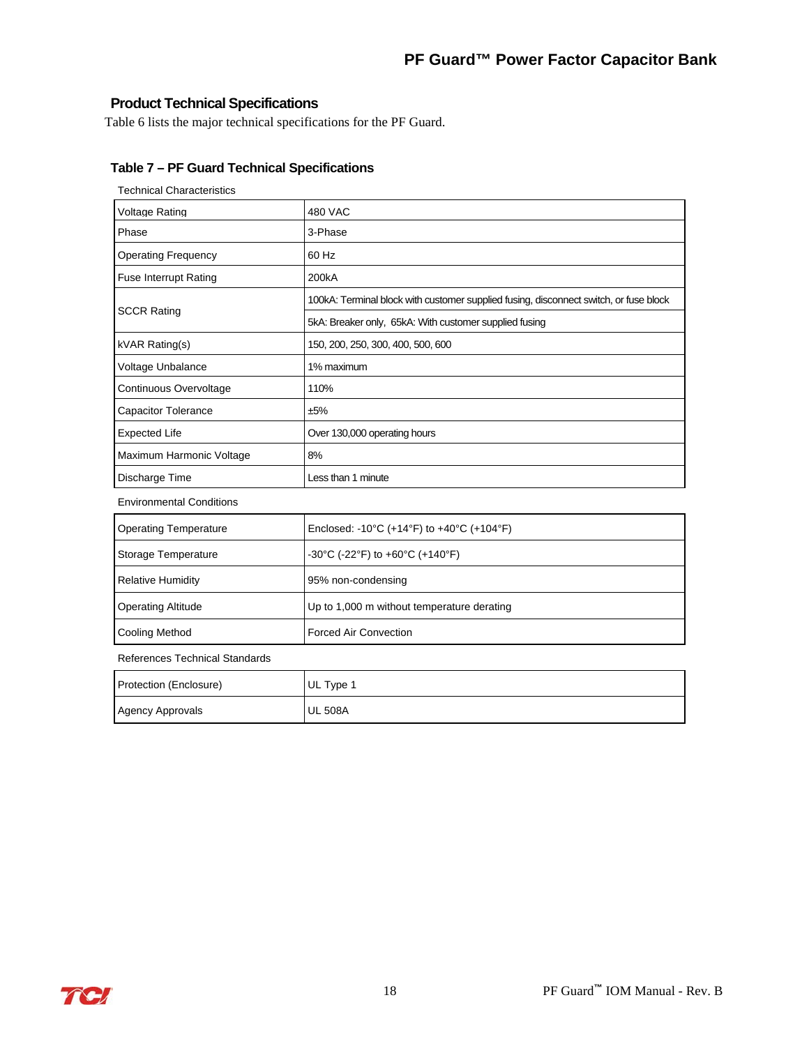## Product Technical Specifications

Table 6 lists the major technical specifications for the PF Guard.

### Table 7 – PF Guard Technical Specifications

Technical Characteristics

| | |
|---|---|
| Voltage Rating | 480 VAC |
| Phase | 3-Phase |
| Operating Frequency | 60 Hz |
| Fuse Interrupt Rating | 200kA |
| SCCR Rating | 100kA: Terminal block with customer supplied fusing, disconnect switch, or fuse block |
| | 5kA: Breaker only, 65kA: With customer supplied fusing |
| kVAR Rating(s) | 150, 200, 250, 300, 400, 500, 600 |
| Voltage Unbalance | 1% maximum |
| Continuous Overvoltage | 110% |
| Capacitor Tolerance | ±5% |
| Expected Life | Over 130,000 operating hours |
| Maximum Harmonic Voltage | 8% |
| Discharge Time | Less than 1 minute |

Environmental Conditions

| | |
|---|---|
| Operating Temperature | Enclosed: -10°C (+14°F) to +40°C (+104°F) |
| Storage Temperature | -30°C (-22°F) to +60°C (+140°F) |
| Relative Humidity | 95% non-condensing |
| Operating Altitude | Up to 1,000 m without temperature derating |
| Cooling Method | Forced Air Convection |

References Technical Standards

| | |
|---|---|
| Protection (Enclosure) | UL Type 1 |
| Agency Approvals | UL 508A |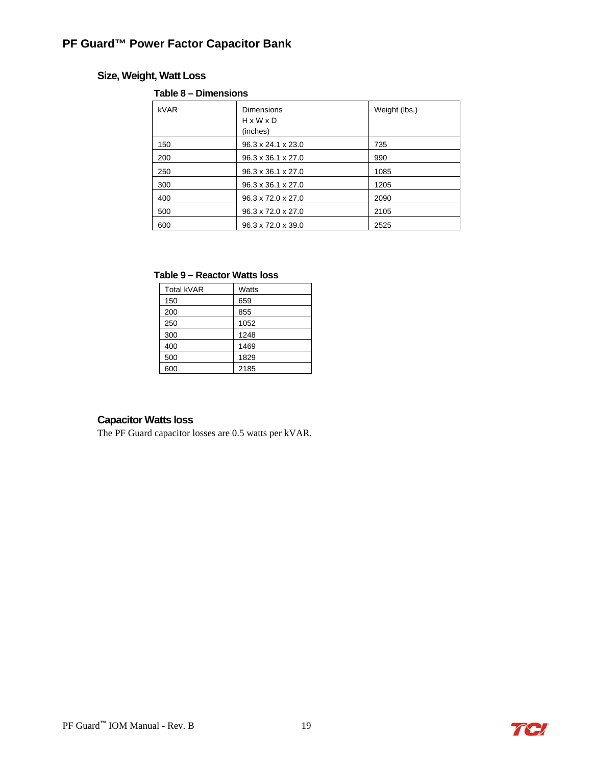# PF Guard™ Power Factor Capacitor Bank

## Size, Weight, Watt Loss

**Table 8 – Dimensions**

| kVAR | Dimensions H x W x D (inches) | Weight (lbs.) |
|---|---|---|
| 150 | 96.3 x 24.1 x 23.0 | 735 |
| 200 | 96.3 x 36.1 x 27.0 | 990 |
| 250 | 96.3 x 36.1 x 27.0 | 1085 |
| 300 | 96.3 x 36.1 x 27.0 | 1205 |
| 400 | 96.3 x 72.0 x 27.0 | 2090 |
| 500 | 96.3 x 72.0 x 27.0 | 2105 |
| 600 | 96.3 x 72.0 x 39.0 | 2525 |

**Table 9 – Reactor Watts loss**

| Total kVAR | Watts |
|---|---|
| 150 | 659 |
| 200 | 855 |
| 250 | 1052 |
| 300 | 1248 |
| 400 | 1469 |
| 500 | 1829 |
| 600 | 2185 |

## Capacitor Watts loss

The PF Guard capacitor losses are 0.5 watts per kVAR.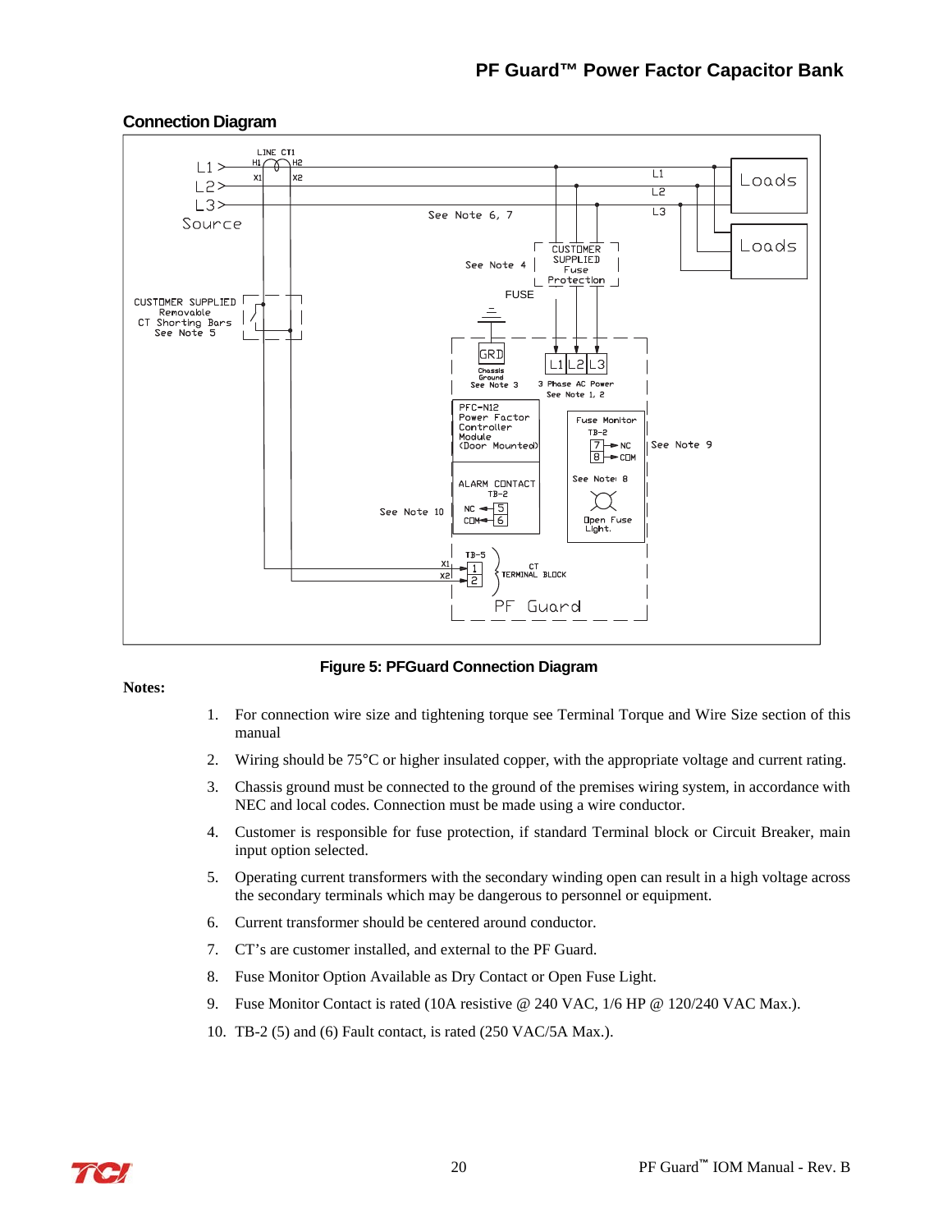## Connection Diagram

Figure 5: PFGuard Connection Diagram

**Notes:**

1. For connection wire size and tightening torque see Terminal Torque and Wire Size section of this manual
2. Wiring should be 75°C or higher insulated copper, with the appropriate voltage and current rating.
3. Chassis ground must be connected to the ground of the premises wiring system, in accordance with NEC and local codes. Connection must be made using a wire conductor.
4. Customer is responsible for fuse protection, if standard Terminal block or Circuit Breaker, main input option selected.
5. Operating current transformers with the secondary winding open can result in a high voltage across the secondary terminals which may be dangerous to personnel or equipment.
6. Current transformer should be centered around conductor.
7. CT's are customer installed, and external to the PF Guard.
8. Fuse Monitor Option Available as Dry Contact or Open Fuse Light.
9. Fuse Monitor Contact is rated (10A resistive @ 240 VAC, 1/6 HP @ 120/240 VAC Max.).
10. TB-2 (5) and (6) Fault contact, is rated (250 VAC/5A Max.).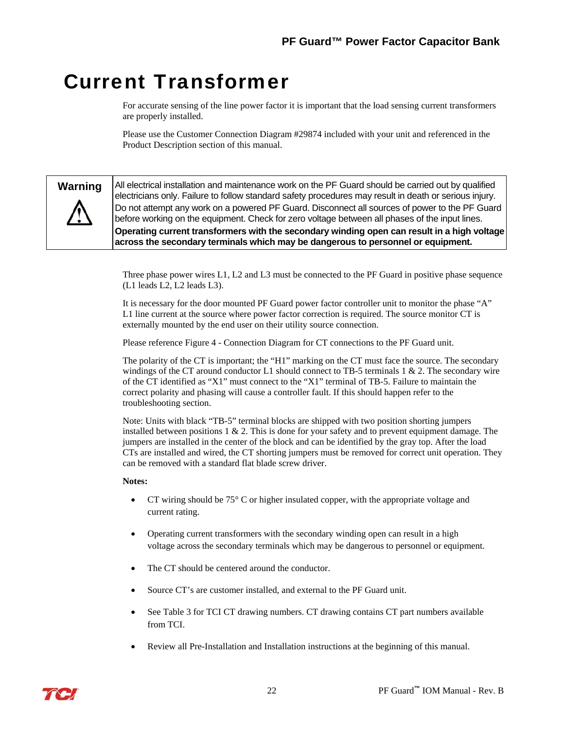# Current Transformer

For accurate sensing of the line power factor it is important that the load sensing current transformers are properly installed.

Please use the Customer Connection Diagram #29874 included with your unit and referenced in the Product Description section of this manual.

| Warning ⚠ | All electrical installation and maintenance work on the PF Guard should be carried out by qualified electricians only. Failure to follow standard safety procedures may result in death or serious injury. Do not attempt any work on a powered PF Guard. Disconnect all sources of power to the PF Guard before working on the equipment. Check for zero voltage between all phases of the input lines. **Operating current transformers with the secondary winding open can result in a high voltage across the secondary terminals which may be dangerous to personnel or equipment.** |
|---|---|

Three phase power wires L1, L2 and L3 must be connected to the PF Guard in positive phase sequence (L1 leads L2, L2 leads L3).

It is necessary for the door mounted PF Guard power factor controller unit to monitor the phase "A" L1 line current at the source where power factor correction is required. The source monitor CT is externally mounted by the end user on their utility source connection.

Please reference Figure 4 - Connection Diagram for CT connections to the PF Guard unit.

The polarity of the CT is important; the "H1" marking on the CT must face the source. The secondary windings of the CT around conductor L1 should connect to TB-5 terminals 1 & 2. The secondary wire of the CT identified as "X1" must connect to the "X1" terminal of TB-5. Failure to maintain the correct polarity and phasing will cause a controller fault. If this should happen refer to the troubleshooting section.

Note: Units with black "TB-5" terminal blocks are shipped with two position shorting jumpers installed between positions 1 & 2. This is done for your safety and to prevent equipment damage. The jumpers are installed in the center of the block and can be identified by the gray top. After the load CTs are installed and wired, the CT shorting jumpers must be removed for correct unit operation. They can be removed with a standard flat blade screw driver.

**Notes:**

- CT wiring should be 75° C or higher insulated copper, with the appropriate voltage and current rating.
- Operating current transformers with the secondary winding open can result in a high voltage across the secondary terminals which may be dangerous to personnel or equipment.
- The CT should be centered around the conductor.
- Source CT's are customer installed, and external to the PF Guard unit.
- See Table 3 for TCI CT drawing numbers. CT drawing contains CT part numbers available from TCI.
- Review all Pre-Installation and Installation instructions at the beginning of this manual.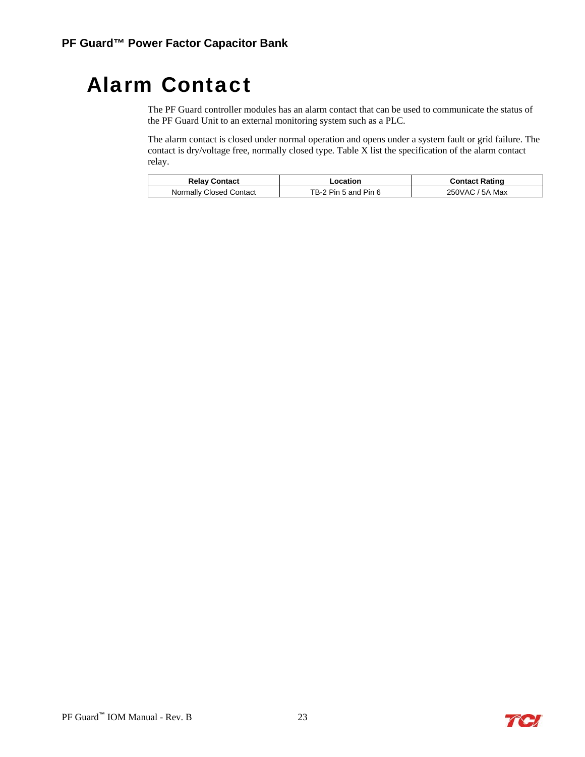# Alarm Contact

The PF Guard controller modules has an alarm contact that can be used to communicate the status of the PF Guard Unit to an external monitoring system such as a PLC.

The alarm contact is closed under normal operation and opens under a system fault or grid failure. The contact is dry/voltage free, normally closed type. Table X list the specification of the alarm contact relay.

| Relay Contact | Location | Contact Rating |
|---|---|---|
| Normally Closed Contact | TB-2 Pin 5 and Pin 6 | 250VAC / 5A Max |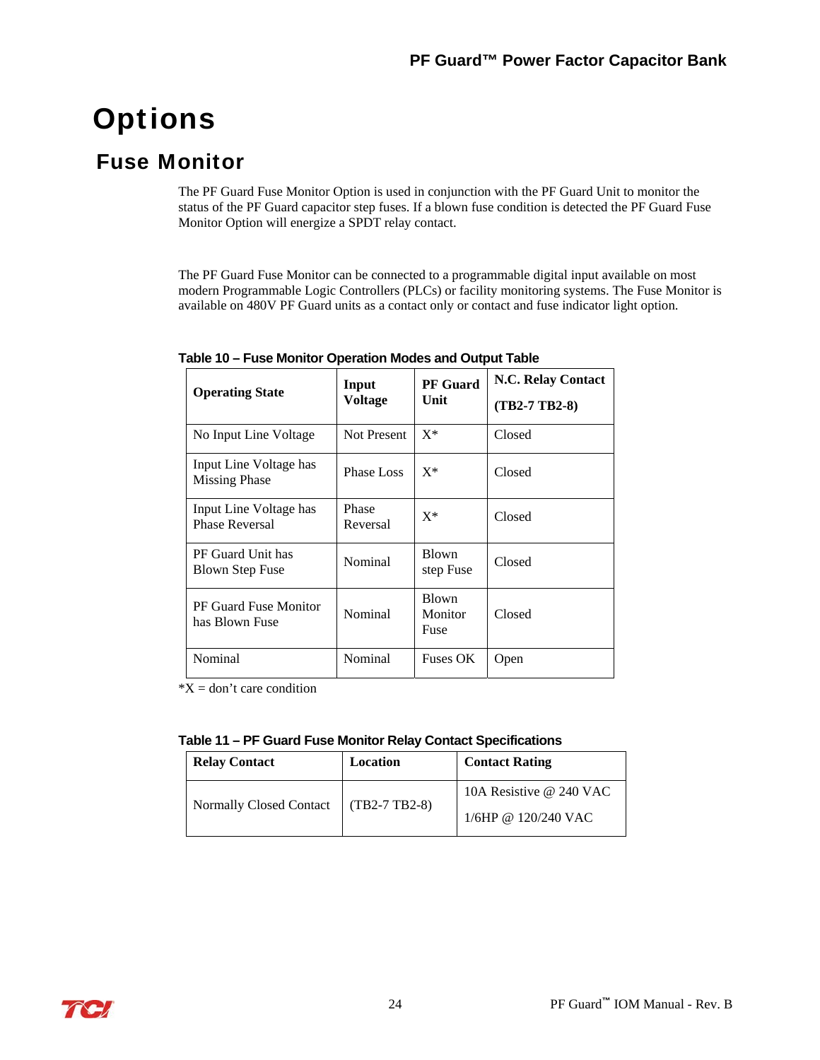# Options

## Fuse Monitor

The PF Guard Fuse Monitor Option is used in conjunction with the PF Guard Unit to monitor the status of the PF Guard capacitor step fuses. If a blown fuse condition is detected the PF Guard Fuse Monitor Option will energize a SPDT relay contact.

The PF Guard Fuse Monitor can be connected to a programmable digital input available on most modern Programmable Logic Controllers (PLCs) or facility monitoring systems. The Fuse Monitor is available on 480V PF Guard units as a contact only or contact and fuse indicator light option.

**Table 10 – Fuse Monitor Operation Modes and Output Table**

| **Operating State** | **Input Voltage** | **PF Guard Unit** | **N.C. Relay Contact (TB2-7 TB2-8)** |
|---|---|---|---|
| No Input Line Voltage | Not Present | X* | Closed |
| Input Line Voltage has Missing Phase | Phase Loss | X* | Closed |
| Input Line Voltage has Phase Reversal | Phase Reversal | X* | Closed |
| PF Guard Unit has Blown Step Fuse | Nominal | Blown step Fuse | Closed |
| PF Guard Fuse Monitor has Blown Fuse | Nominal | Blown Monitor Fuse | Closed |
| Nominal | Nominal | Fuses OK | Open |

*X = don't care condition

**Table 11 – PF Guard Fuse Monitor Relay Contact Specifications**

| **Relay Contact** | **Location** | **Contact Rating** |
|---|---|---|
| Normally Closed Contact | (TB2-7 TB2-8) | 10A Resistive @ 240 VAC<br>1/6HP @ 120/240 VAC |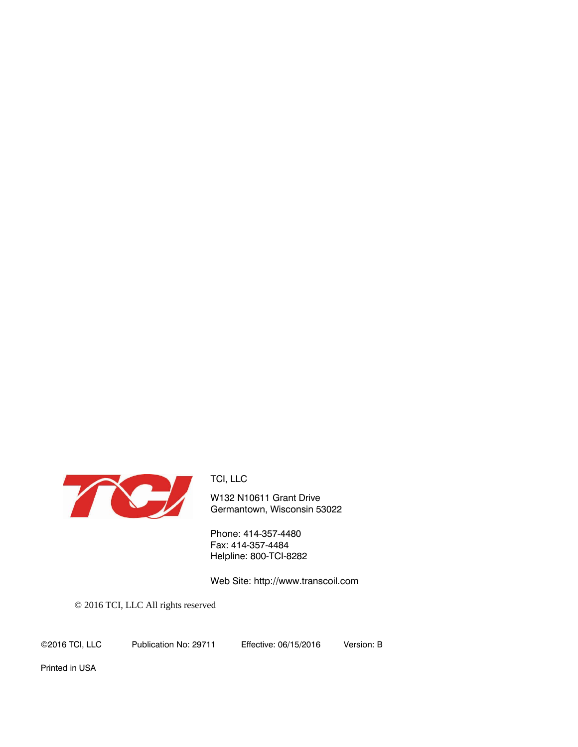TCI, LLC

W132 N10611 Grant Drive
Germantown, Wisconsin 53022

Phone: 414-357-4480
Fax: 414-357-4484
Helpline: 800-TCI-8282

Web Site: http://www.transcoil.com

© 2016 TCI, LLC All rights reserved

©2016 TCI, LLC Publication No: 29711 Effective: 06/15/2016 Version: B

Printed in USA